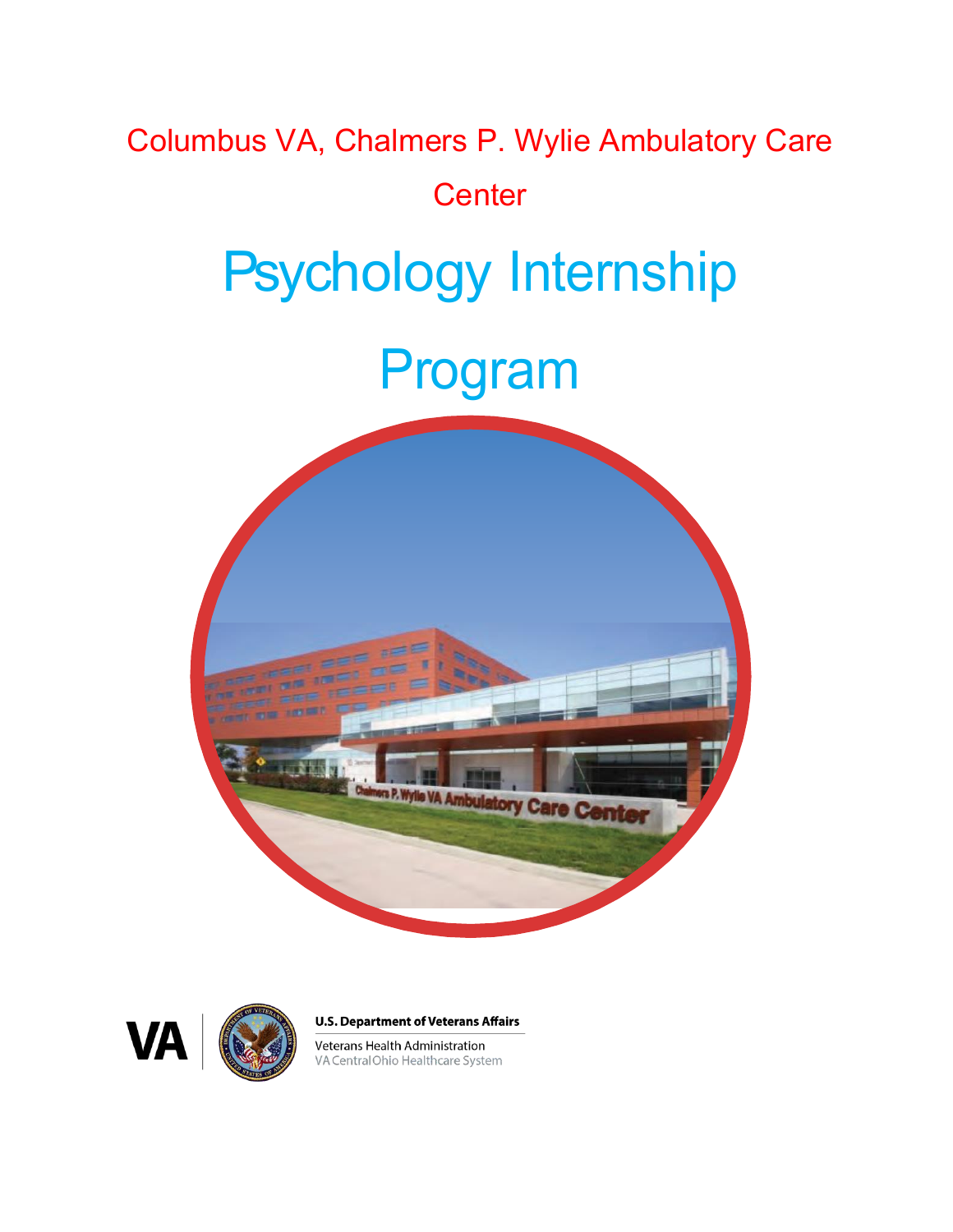# Columbus VA, Chalmers P. Wylie Ambulatory Care Center

# Psychology Internship Program

U.S. Department of Veterans Affairs

Veterans Health Administration

VA Central Ohio Healthcare System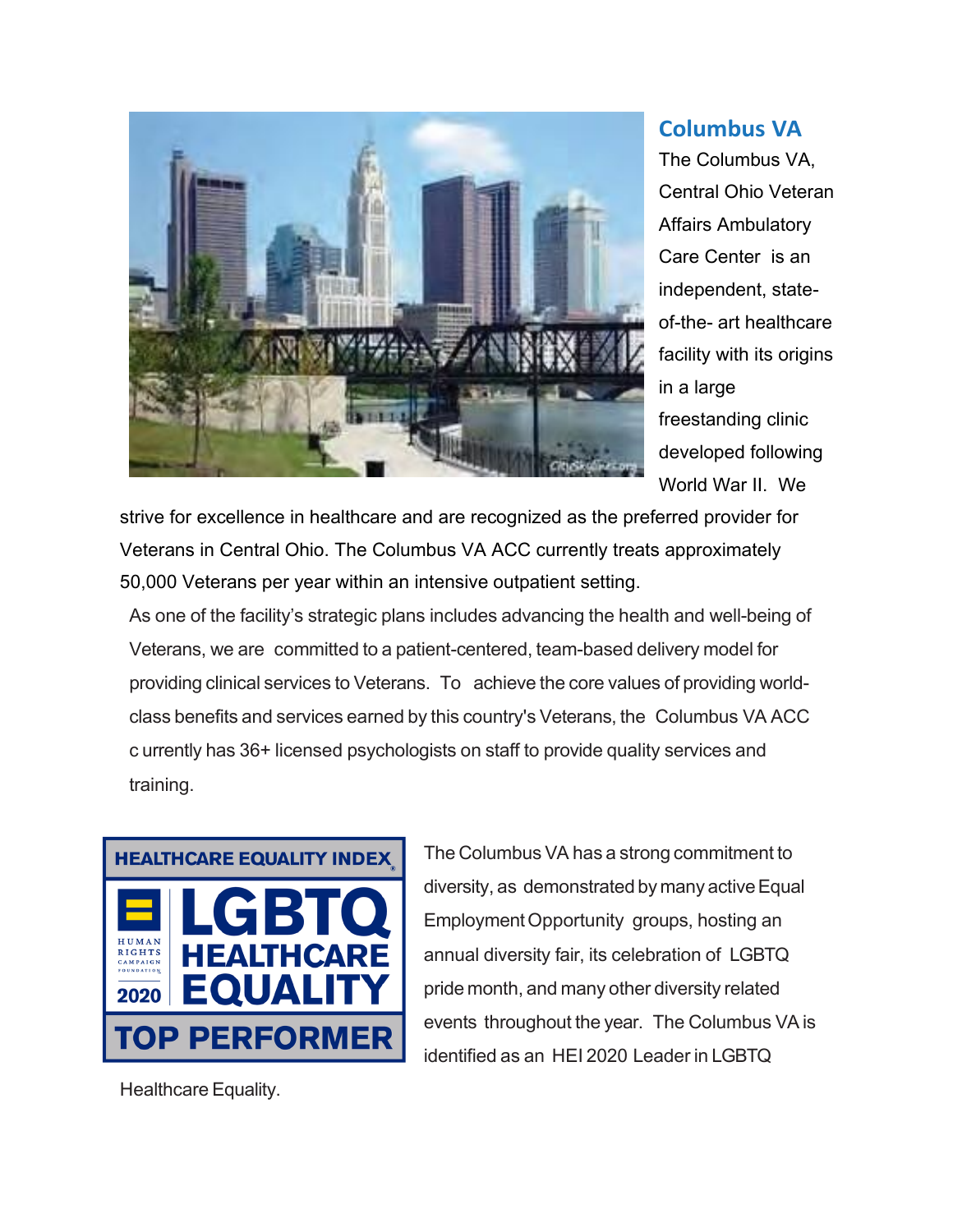## Columbus VA

The Columbus VA, Central Ohio Veteran Affairs Ambulatory Care Center is an independent, state-of-the- art healthcare facility with its origins in a large freestanding clinic developed following World War II. We strive for excellence in healthcare and are recognized as the preferred provider for Veterans in Central Ohio. The Columbus VA ACC currently treats approximately 50,000 Veterans per year within an intensive outpatient setting.

As one of the facility's strategic plans includes advancing the health and well-being of Veterans, we are committed to a patient-centered, team-based delivery model for providing clinical services to Veterans. To achieve the core values of providing world-class benefits and services earned by this country's Veterans, the Columbus VA ACC c urrently has 36+ licensed psychologists on staff to provide quality services and training.

HEALTHCARE EQUALITY INDEX
HUMAN RIGHTS CAMPAIGN FOUNDATION
2020
LGBTQ HEALTHCARE EQUALITY
TOP PERFORMER

The Columbus VA has a strong commitment to diversity, as demonstrated by many active Equal Employment Opportunity groups, hosting an annual diversity fair, its celebration of LGBTQ pride month, and many other diversity related events throughout the year. The Columbus VA is identified as an HEI 2020 Leader in LGBTQ Healthcare Equality.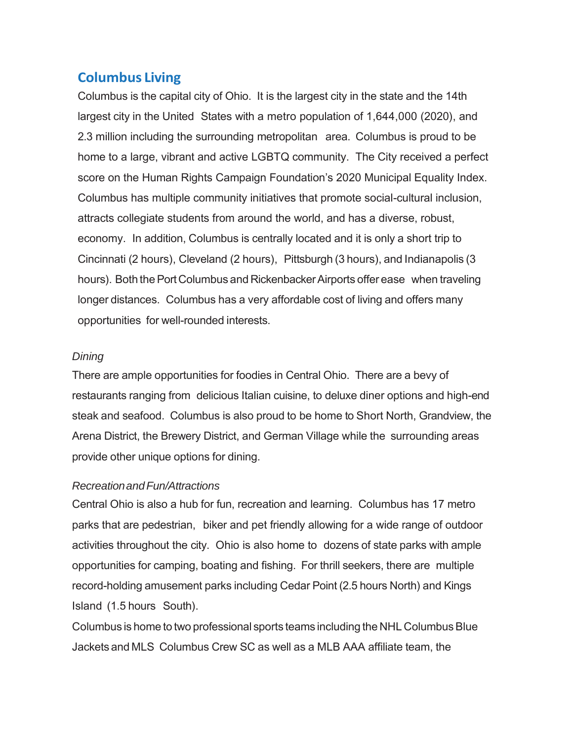## Columbus Living

Columbus is the capital city of Ohio. It is the largest city in the state and the 14th largest city in the United States with a metro population of 1,644,000 (2020), and 2.3 million including the surrounding metropolitan area. Columbus is proud to be home to a large, vibrant and active LGBTQ community. The City received a perfect score on the Human Rights Campaign Foundation's 2020 Municipal Equality Index. Columbus has multiple community initiatives that promote social-cultural inclusion, attracts collegiate students from around the world, and has a diverse, robust, economy. In addition, Columbus is centrally located and it is only a short trip to Cincinnati (2 hours), Cleveland (2 hours), Pittsburgh (3 hours), and Indianapolis (3 hours). Both the Port Columbus and Rickenbacker Airports offer ease when traveling longer distances. Columbus has a very affordable cost of living and offers many opportunities for well-rounded interests.

*Dining*

There are ample opportunities for foodies in Central Ohio. There are a bevy of restaurants ranging from delicious Italian cuisine, to deluxe diner options and high-end steak and seafood. Columbus is also proud to be home to Short North, Grandview, the Arena District, the Brewery District, and German Village while the surrounding areas provide other unique options for dining.

*Recreation and Fun/Attractions*

Central Ohio is also a hub for fun, recreation and learning. Columbus has 17 metro parks that are pedestrian, biker and pet friendly allowing for a wide range of outdoor activities throughout the city. Ohio is also home to dozens of state parks with ample opportunities for camping, boating and fishing. For thrill seekers, there are multiple record-holding amusement parks including Cedar Point (2.5 hours North) and Kings Island (1.5 hours South).

Columbus is home to two professional sports teams including the NHL Columbus Blue Jackets and MLS Columbus Crew SC as well as a MLB AAA affiliate team, the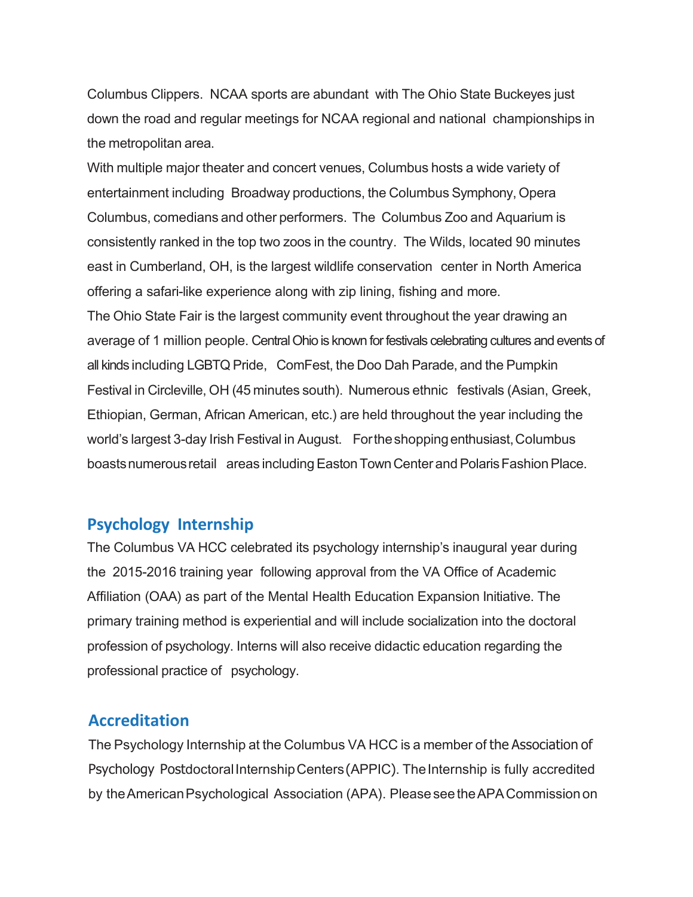Columbus Clippers. NCAA sports are abundant with The Ohio State Buckeyes just down the road and regular meetings for NCAA regional and national championships in the metropolitan area.

With multiple major theater and concert venues, Columbus hosts a wide variety of entertainment including Broadway productions, the Columbus Symphony, Opera Columbus, comedians and other performers. The Columbus Zoo and Aquarium is consistently ranked in the top two zoos in the country. The Wilds, located 90 minutes east in Cumberland, OH, is the largest wildlife conservation center in North America offering a safari-like experience along with zip lining, fishing and more.

The Ohio State Fair is the largest community event throughout the year drawing an average of 1 million people. Central Ohio is known for festivals celebrating cultures and events of all kinds including LGBTQ Pride, ComFest, the Doo Dah Parade, and the Pumpkin Festival in Circleville, OH (45 minutes south). Numerous ethnic festivals (Asian, Greek, Ethiopian, German, African American, etc.) are held throughout the year including the world's largest 3-day Irish Festival in August. For the shopping enthusiast, Columbus boasts numerous retail areas including Easton Town Center and Polaris Fashion Place.

## Psychology Internship

The Columbus VA HCC celebrated its psychology internship's inaugural year during the 2015-2016 training year following approval from the VA Office of Academic Affiliation (OAA) as part of the Mental Health Education Expansion Initiative. The primary training method is experiential and will include socialization into the doctoral profession of psychology. Interns will also receive didactic education regarding the professional practice of psychology.

## Accreditation

The Psychology Internship at the Columbus VA HCC is a member of the Association of Psychology Postdoctoral Internship Centers (APPIC). The Internship is fully accredited by the American Psychological Association (APA). Please see the APA Commission on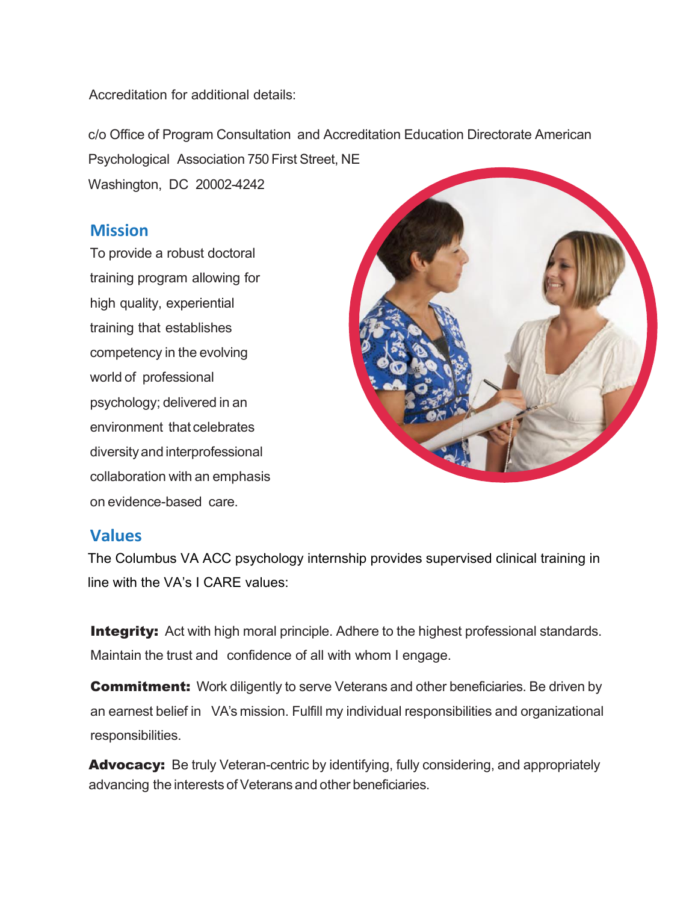Accreditation for additional details:

c/o Office of Program Consultation and Accreditation Education Directorate American Psychological Association 750 First Street, NE
Washington, DC 20002-4242

## Mission

To provide a robust doctoral training program allowing for high quality, experiential training that establishes competency in the evolving world of professional psychology; delivered in an environment that celebrates diversity and interprofessional collaboration with an emphasis on evidence-based care.

## Values

The Columbus VA ACC psychology internship provides supervised clinical training in line with the VA's I CARE values:

**Integrity:** Act with high moral principle. Adhere to the highest professional standards. Maintain the trust and confidence of all with whom I engage.

**Commitment:** Work diligently to serve Veterans and other beneficiaries. Be driven by an earnest belief in VA's mission. Fulfill my individual responsibilities and organizational responsibilities.

**Advocacy:** Be truly Veteran-centric by identifying, fully considering, and appropriately advancing the interests of Veterans and other beneficiaries.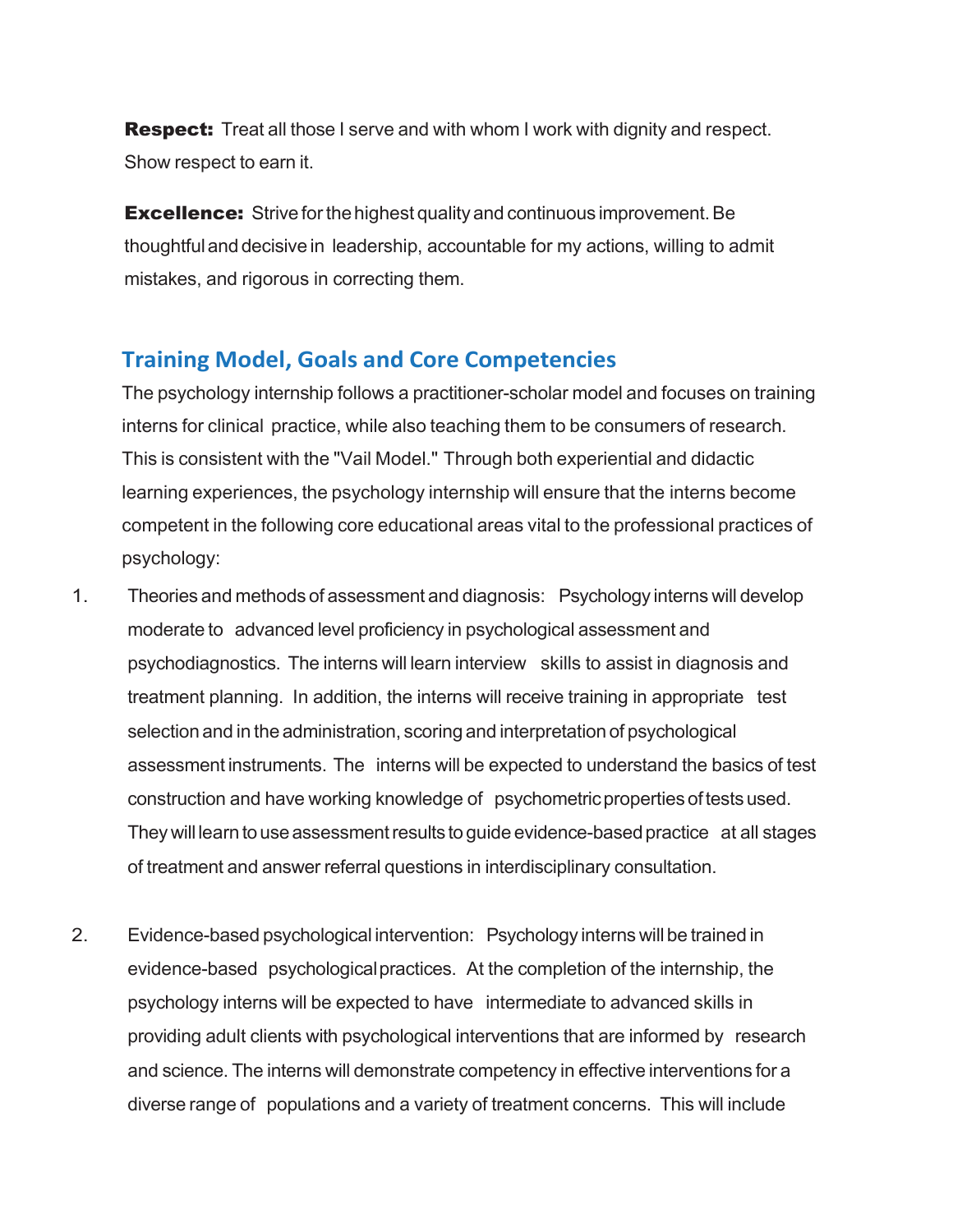**Respect:** Treat all those I serve and with whom I work with dignity and respect. Show respect to earn it.

**Excellence:** Strive for the highest quality and continuous improvement. Be thoughtful and decisive in leadership, accountable for my actions, willing to admit mistakes, and rigorous in correcting them.

## Training Model, Goals and Core Competencies

The psychology internship follows a practitioner-scholar model and focuses on training interns for clinical practice, while also teaching them to be consumers of research. This is consistent with the "Vail Model." Through both experiential and didactic learning experiences, the psychology internship will ensure that the interns become competent in the following core educational areas vital to the professional practices of psychology:

1. Theories and methods of assessment and diagnosis: Psychology interns will develop moderate to advanced level proficiency in psychological assessment and psychodiagnostics. The interns will learn interview skills to assist in diagnosis and treatment planning. In addition, the interns will receive training in appropriate test selection and in the administration, scoring and interpretation of psychological assessment instruments. The interns will be expected to understand the basics of test construction and have working knowledge of psychometric properties of tests used. They will learn to use assessment results to guide evidence-based practice at all stages of treatment and answer referral questions in interdisciplinary consultation.

2. Evidence-based psychological intervention: Psychology interns will be trained in evidence-based psychological practices. At the completion of the internship, the psychology interns will be expected to have intermediate to advanced skills in providing adult clients with psychological interventions that are informed by research and science. The interns will demonstrate competency in effective interventions for a diverse range of populations and a variety of treatment concerns. This will include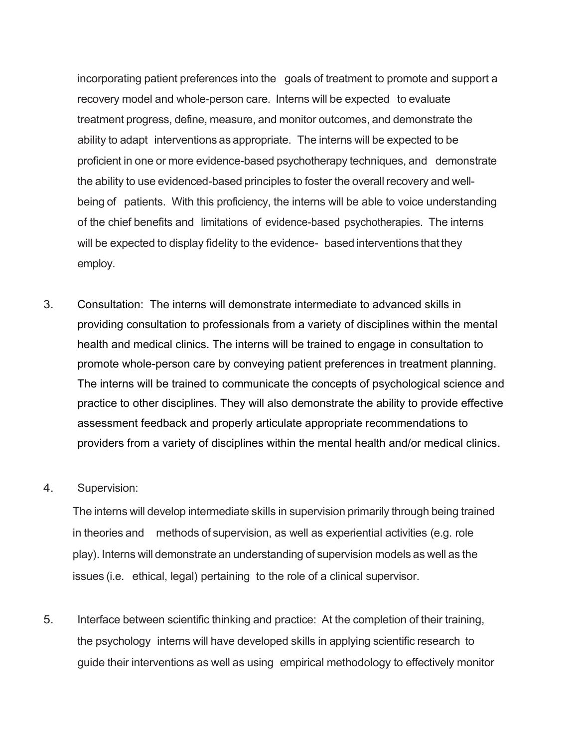incorporating patient preferences into the goals of treatment to promote and support a recovery model and whole-person care. Interns will be expected to evaluate treatment progress, define, measure, and monitor outcomes, and demonstrate the ability to adapt interventions as appropriate. The interns will be expected to be proficient in one or more evidence-based psychotherapy techniques, and demonstrate the ability to use evidenced-based principles to foster the overall recovery and well-being of patients. With this proficiency, the interns will be able to voice understanding of the chief benefits and limitations of evidence-based psychotherapies. The interns will be expected to display fidelity to the evidence- based interventions that they employ.

3. Consultation: The interns will demonstrate intermediate to advanced skills in providing consultation to professionals from a variety of disciplines within the mental health and medical clinics. The interns will be trained to engage in consultation to promote whole-person care by conveying patient preferences in treatment planning. The interns will be trained to communicate the concepts of psychological science and practice to other disciplines. They will also demonstrate the ability to provide effective assessment feedback and properly articulate appropriate recommendations to providers from a variety of disciplines within the mental health and/or medical clinics.

4. Supervision:

   The interns will develop intermediate skills in supervision primarily through being trained in theories and methods of supervision, as well as experiential activities (e.g. role play). Interns will demonstrate an understanding of supervision models as well as the issues (i.e. ethical, legal) pertaining to the role of a clinical supervisor.

5. Interface between scientific thinking and practice: At the completion of their training, the psychology interns will have developed skills in applying scientific research to guide their interventions as well as using empirical methodology to effectively monitor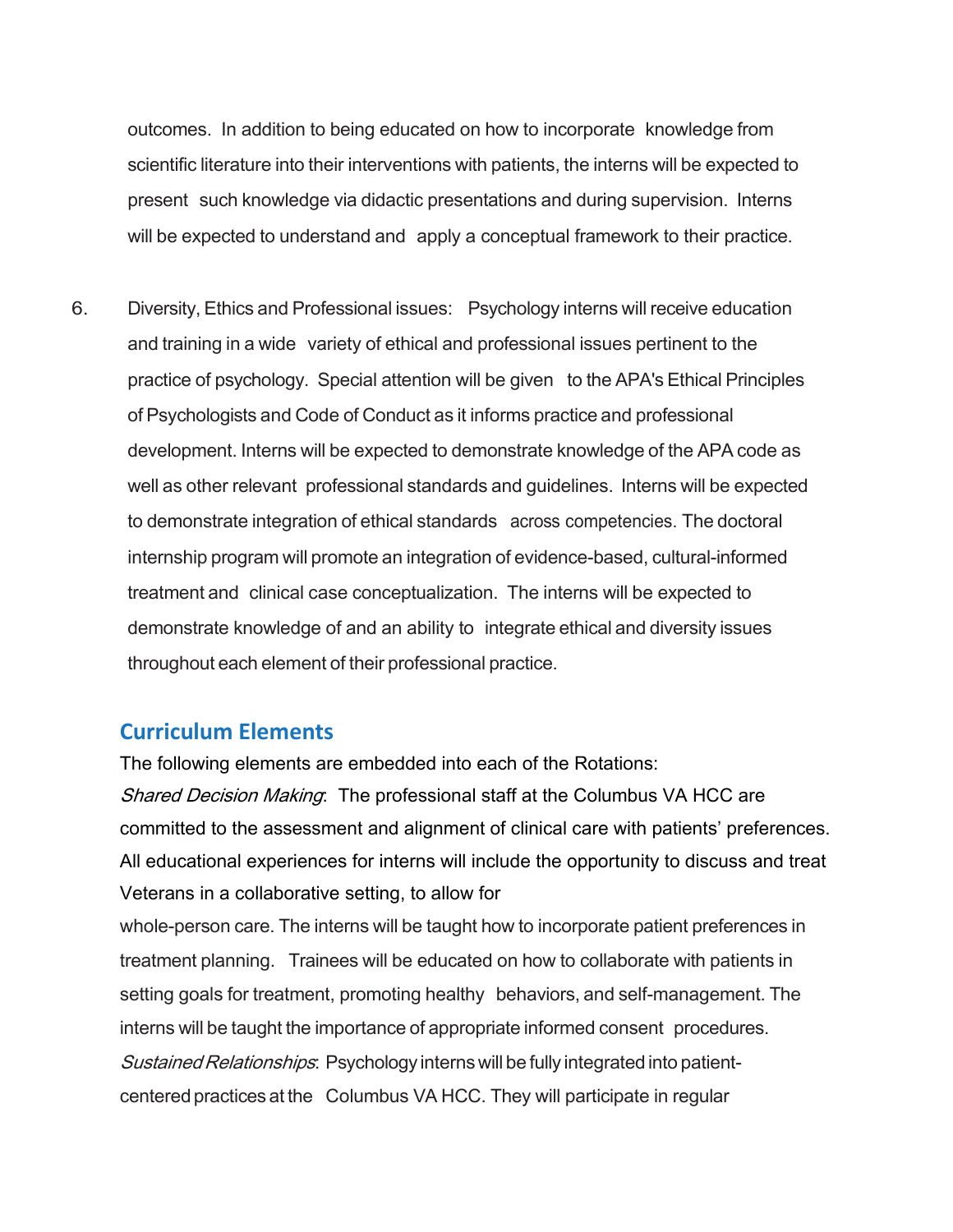outcomes. In addition to being educated on how to incorporate knowledge from scientific literature into their interventions with patients, the interns will be expected to present such knowledge via didactic presentations and during supervision. Interns will be expected to understand and apply a conceptual framework to their practice.

6. Diversity, Ethics and Professional issues: Psychology interns will receive education and training in a wide variety of ethical and professional issues pertinent to the practice of psychology. Special attention will be given to the APA's Ethical Principles of Psychologists and Code of Conduct as it informs practice and professional development. Interns will be expected to demonstrate knowledge of the APA code as well as other relevant professional standards and guidelines. Interns will be expected to demonstrate integration of ethical standards across competencies. The doctoral internship program will promote an integration of evidence-based, cultural-informed treatment and clinical case conceptualization. The interns will be expected to demonstrate knowledge of and an ability to integrate ethical and diversity issues throughout each element of their professional practice.

## Curriculum Elements

The following elements are embedded into each of the Rotations:

*Shared Decision Making*: The professional staff at the Columbus VA HCC are committed to the assessment and alignment of clinical care with patients' preferences. All educational experiences for interns will include the opportunity to discuss and treat Veterans in a collaborative setting, to allow for whole-person care. The interns will be taught how to incorporate patient preferences in treatment planning. Trainees will be educated on how to collaborate with patients in setting goals for treatment, promoting healthy behaviors, and self-management. The interns will be taught the importance of appropriate informed consent procedures.

*Sustained Relationships*: Psychology interns will be fully integrated into patient-centered practices at the Columbus VA HCC. They will participate in regular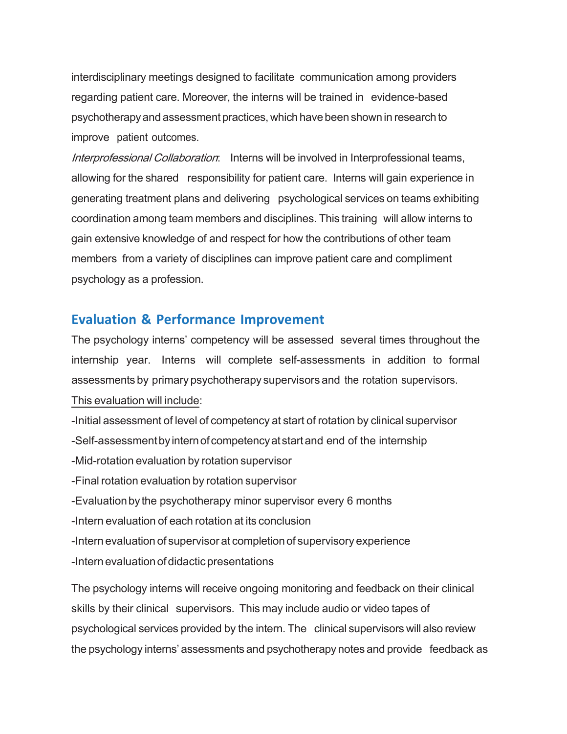interdisciplinary meetings designed to facilitate communication among providers regarding patient care. Moreover, the interns will be trained in evidence-based psychotherapy and assessment practices, which have been shown in research to improve patient outcomes.

*Interprofessional Collaboration*: Interns will be involved in Interprofessional teams, allowing for the shared responsibility for patient care. Interns will gain experience in generating treatment plans and delivering psychological services on teams exhibiting coordination among team members and disciplines. This training will allow interns to gain extensive knowledge of and respect for how the contributions of other team members from a variety of disciplines can improve patient care and compliment psychology as a profession.

## Evaluation & Performance Improvement

The psychology interns' competency will be assessed several times throughout the internship year. Interns will complete self-assessments in addition to formal assessments by primary psychotherapy supervisors and the rotation supervisors.

This evaluation will include:

-Initial assessment of level of competency at start of rotation by clinical supervisor

-Self-assessment by intern of competency at start and end of the internship

-Mid-rotation evaluation by rotation supervisor

-Final rotation evaluation by rotation supervisor

-Evaluation by the psychotherapy minor supervisor every 6 months

-Intern evaluation of each rotation at its conclusion

-Intern evaluation of supervisor at completion of supervisory experience

-Intern evaluation of didactic presentations

The psychology interns will receive ongoing monitoring and feedback on their clinical skills by their clinical supervisors. This may include audio or video tapes of psychological services provided by the intern. The clinical supervisors will also review the psychology interns' assessments and psychotherapy notes and provide feedback as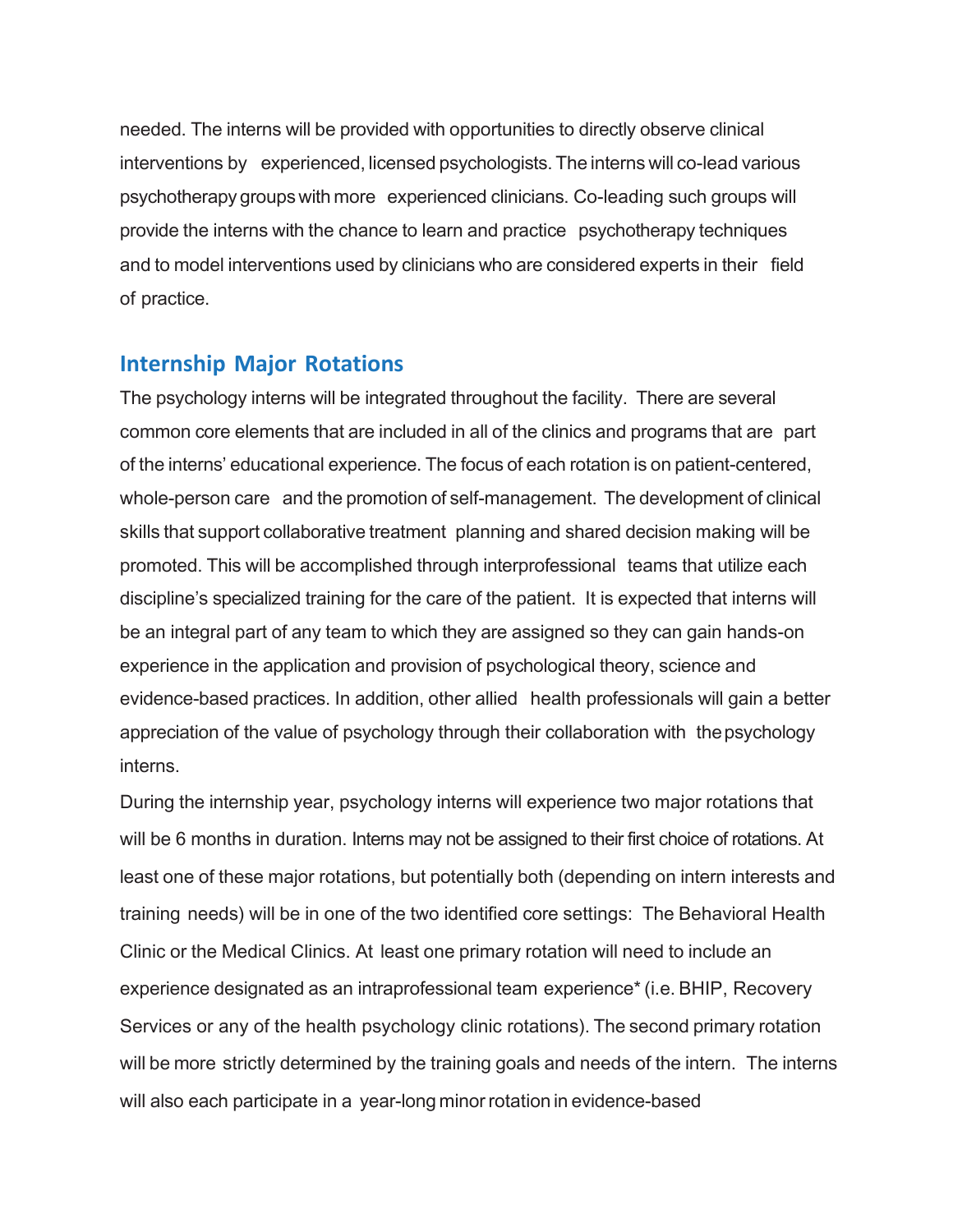needed. The interns will be provided with opportunities to directly observe clinical interventions by experienced, licensed psychologists. The interns will co-lead various psychotherapy groups with more experienced clinicians. Co-leading such groups will provide the interns with the chance to learn and practice psychotherapy techniques and to model interventions used by clinicians who are considered experts in their field of practice.

## Internship Major Rotations

The psychology interns will be integrated throughout the facility. There are several common core elements that are included in all of the clinics and programs that are part of the interns' educational experience. The focus of each rotation is on patient-centered, whole-person care and the promotion of self-management. The development of clinical skills that support collaborative treatment planning and shared decision making will be promoted. This will be accomplished through interprofessional teams that utilize each discipline's specialized training for the care of the patient. It is expected that interns will be an integral part of any team to which they are assigned so they can gain hands-on experience in the application and provision of psychological theory, science and evidence-based practices. In addition, other allied health professionals will gain a better appreciation of the value of psychology through their collaboration with the psychology interns.

During the internship year, psychology interns will experience two major rotations that will be 6 months in duration. Interns may not be assigned to their first choice of rotations. At least one of these major rotations, but potentially both (depending on intern interests and training needs) will be in one of the two identified core settings: The Behavioral Health Clinic or the Medical Clinics. At least one primary rotation will need to include an experience designated as an intraprofessional team experience* (i.e. BHIP, Recovery Services or any of the health psychology clinic rotations). The second primary rotation will be more strictly determined by the training goals and needs of the intern. The interns will also each participate in a year-long minor rotation in evidence-based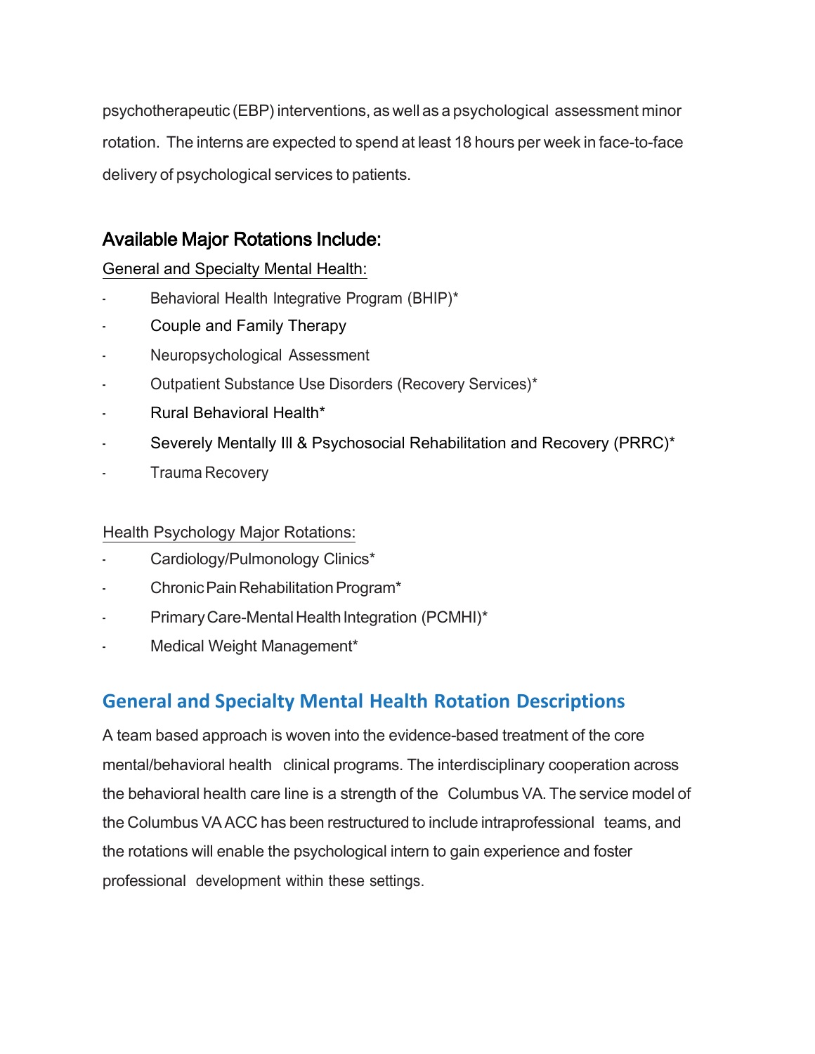psychotherapeutic (EBP) interventions, as well as a psychological assessment minor rotation. The interns are expected to spend at least 18 hours per week in face-to-face delivery of psychological services to patients.

### Available Major Rotations Include:

General and Specialty Mental Health:

- Behavioral Health Integrative Program (BHIP)*
- Couple and Family Therapy
- Neuropsychological Assessment
- Outpatient Substance Use Disorders (Recovery Services)*
- Rural Behavioral Health*
- Severely Mentally Ill & Psychosocial Rehabilitation and Recovery (PRRC)*
- Trauma Recovery

Health Psychology Major Rotations:

- Cardiology/Pulmonology Clinics*
- Chronic Pain Rehabilitation Program*
- Primary Care-Mental Health Integration (PCMHI)*
- Medical Weight Management*

## General and Specialty Mental Health Rotation Descriptions

A team based approach is woven into the evidence-based treatment of the core mental/behavioral health clinical programs. The interdisciplinary cooperation across the behavioral health care line is a strength of the Columbus VA. The service model of the Columbus VA ACC has been restructured to include intraprofessional teams, and the rotations will enable the psychological intern to gain experience and foster professional development within these settings.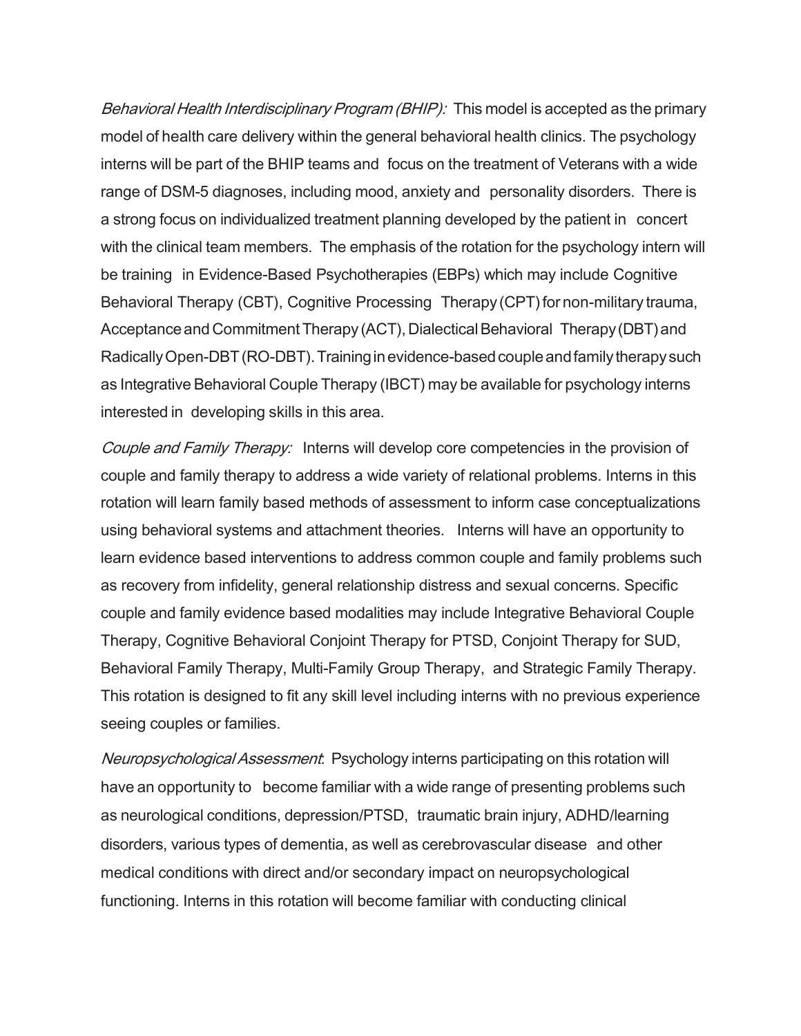*Behavioral Health Interdisciplinary Program (BHIP):* This model is accepted as the primary model of health care delivery within the general behavioral health clinics. The psychology interns will be part of the BHIP teams and focus on the treatment of Veterans with a wide range of DSM-5 diagnoses, including mood, anxiety and personality disorders. There is a strong focus on individualized treatment planning developed by the patient in concert with the clinical team members. The emphasis of the rotation for the psychology intern will be training in Evidence-Based Psychotherapies (EBPs) which may include Cognitive Behavioral Therapy (CBT), Cognitive Processing Therapy (CPT) for non-military trauma, Acceptance and Commitment Therapy (ACT), Dialectical Behavioral Therapy (DBT) and Radically Open-DBT (RO-DBT). Training in evidence-based couple and family therapy such as Integrative Behavioral Couple Therapy (IBCT) may be available for psychology interns interested in developing skills in this area.

*Couple and Family Therapy:* Interns will develop core competencies in the provision of couple and family therapy to address a wide variety of relational problems. Interns in this rotation will learn family based methods of assessment to inform case conceptualizations using behavioral systems and attachment theories. Interns will have an opportunity to learn evidence based interventions to address common couple and family problems such as recovery from infidelity, general relationship distress and sexual concerns. Specific couple and family evidence based modalities may include Integrative Behavioral Couple Therapy, Cognitive Behavioral Conjoint Therapy for PTSD, Conjoint Therapy for SUD, Behavioral Family Therapy, Multi-Family Group Therapy, and Strategic Family Therapy. This rotation is designed to fit any skill level including interns with no previous experience seeing couples or families.

*Neuropsychological Assessment*: Psychology interns participating on this rotation will have an opportunity to become familiar with a wide range of presenting problems such as neurological conditions, depression/PTSD, traumatic brain injury, ADHD/learning disorders, various types of dementia, as well as cerebrovascular disease and other medical conditions with direct and/or secondary impact on neuropsychological functioning. Interns in this rotation will become familiar with conducting clinical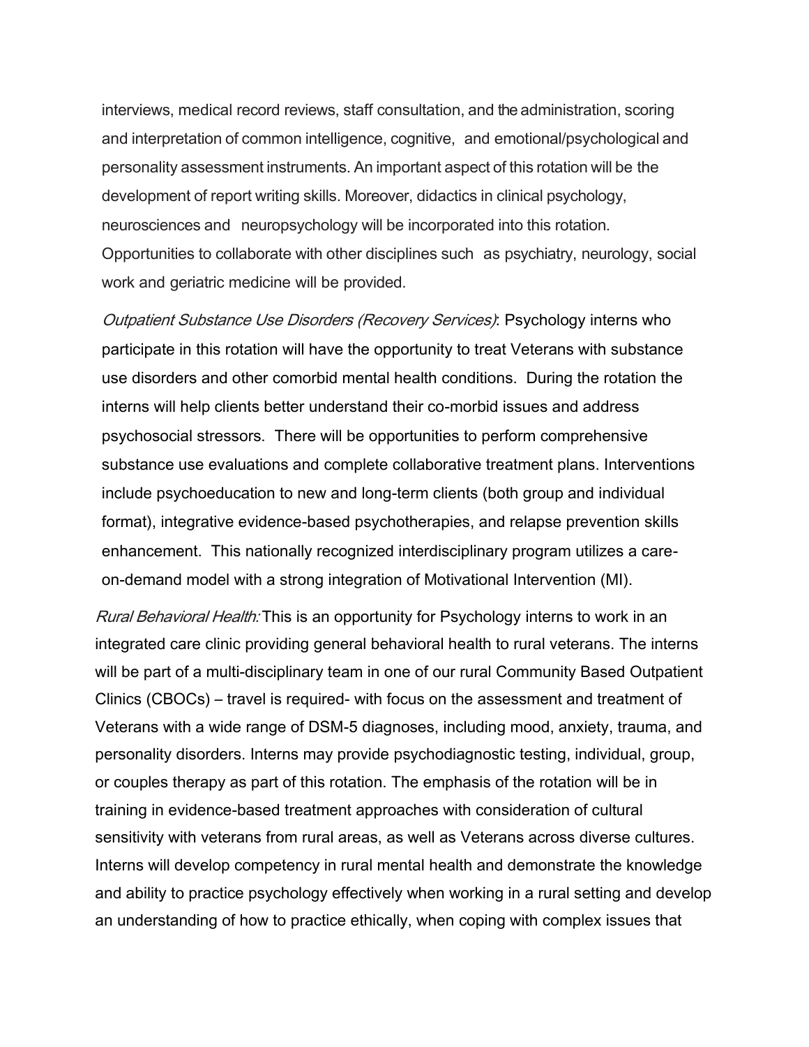interviews, medical record reviews, staff consultation, and the administration, scoring and interpretation of common intelligence, cognitive, and emotional/psychological and personality assessment instruments. An important aspect of this rotation will be the development of report writing skills. Moreover, didactics in clinical psychology, neurosciences and neuropsychology will be incorporated into this rotation. Opportunities to collaborate with other disciplines such as psychiatry, neurology, social work and geriatric medicine will be provided.

*Outpatient Substance Use Disorders (Recovery Services)*: Psychology interns who participate in this rotation will have the opportunity to treat Veterans with substance use disorders and other comorbid mental health conditions. During the rotation the interns will help clients better understand their co-morbid issues and address psychosocial stressors. There will be opportunities to perform comprehensive substance use evaluations and complete collaborative treatment plans. Interventions include psychoeducation to new and long-term clients (both group and individual format), integrative evidence-based psychotherapies, and relapse prevention skills enhancement. This nationally recognized interdisciplinary program utilizes a care-on-demand model with a strong integration of Motivational Intervention (MI).

*Rural Behavioral Health:* This is an opportunity for Psychology interns to work in an integrated care clinic providing general behavioral health to rural veterans. The interns will be part of a multi-disciplinary team in one of our rural Community Based Outpatient Clinics (CBOCs) – travel is required- with focus on the assessment and treatment of Veterans with a wide range of DSM-5 diagnoses, including mood, anxiety, trauma, and personality disorders. Interns may provide psychodiagnostic testing, individual, group, or couples therapy as part of this rotation. The emphasis of the rotation will be in training in evidence-based treatment approaches with consideration of cultural sensitivity with veterans from rural areas, as well as Veterans across diverse cultures. Interns will develop competency in rural mental health and demonstrate the knowledge and ability to practice psychology effectively when working in a rural setting and develop an understanding of how to practice ethically, when coping with complex issues that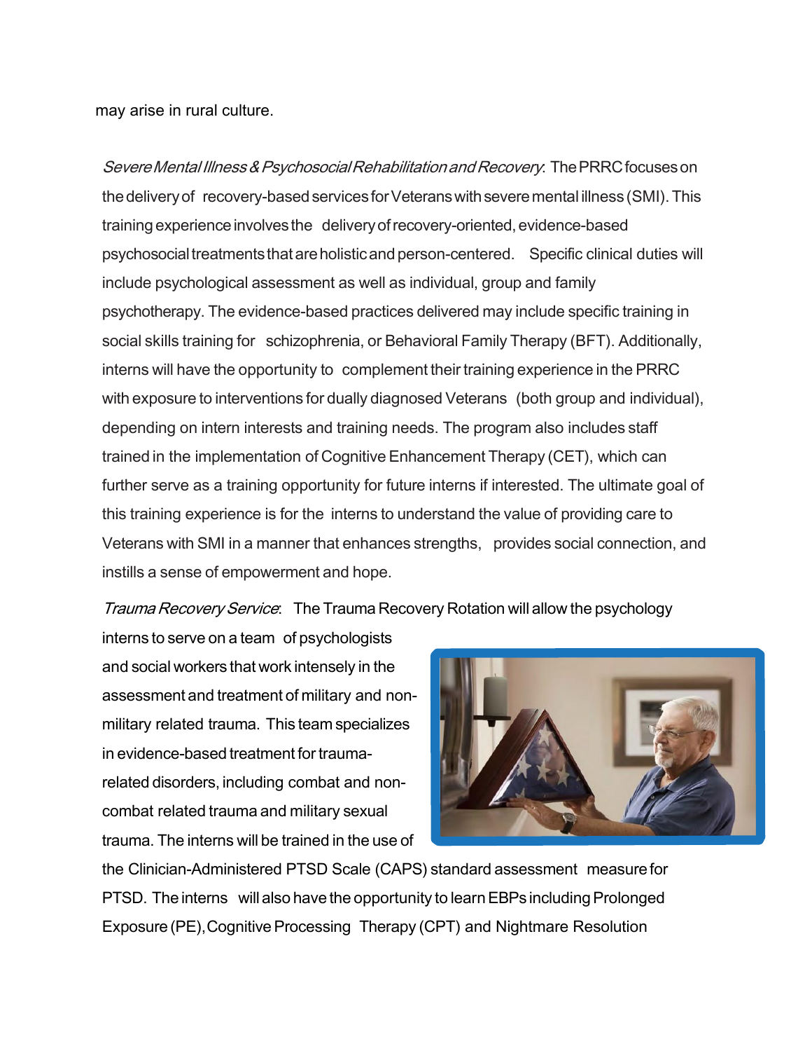may arise in rural culture.

*Severe Mental Illness & Psychosocial Rehabilitation and Recovery*: The PRRC focuses on the delivery of recovery-based services for Veterans with severe mental illness (SMI). This training experience involves the delivery of recovery-oriented, evidence-based psychosocial treatments that are holistic and person-centered. Specific clinical duties will include psychological assessment as well as individual, group and family psychotherapy. The evidence-based practices delivered may include specific training in social skills training for schizophrenia, or Behavioral Family Therapy (BFT). Additionally, interns will have the opportunity to complement their training experience in the PRRC with exposure to interventions for dually diagnosed Veterans (both group and individual), depending on intern interests and training needs. The program also includes staff trained in the implementation of Cognitive Enhancement Therapy (CET), which can further serve as a training opportunity for future interns if interested. The ultimate goal of this training experience is for the interns to understand the value of providing care to Veterans with SMI in a manner that enhances strengths, provides social connection, and instills a sense of empowerment and hope.

*Trauma Recovery Service*: The Trauma Recovery Rotation will allow the psychology interns to serve on a team of psychologists and social workers that work intensely in the assessment and treatment of military and non-military related trauma. This team specializes in evidence-based treatment for trauma-related disorders, including combat and non-combat related trauma and military sexual trauma. The interns will be trained in the use of the Clinician-Administered PTSD Scale (CAPS) standard assessment measure for PTSD. The interns will also have the opportunity to learn EBPs including Prolonged Exposure (PE), Cognitive Processing Therapy (CPT) and Nightmare Resolution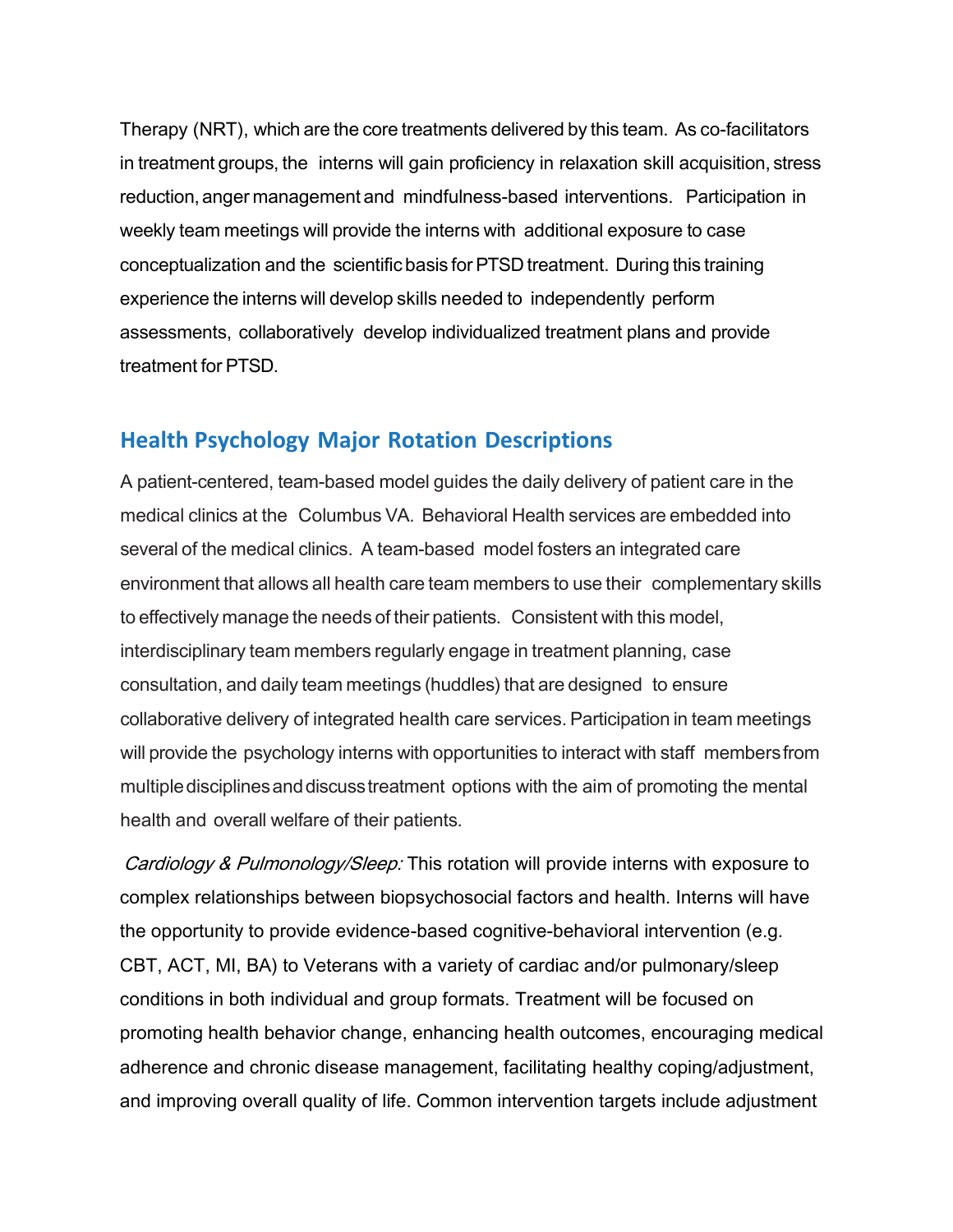Therapy (NRT), which are the core treatments delivered by this team. As co-facilitators in treatment groups, the interns will gain proficiency in relaxation skill acquisition, stress reduction, anger management and mindfulness-based interventions. Participation in weekly team meetings will provide the interns with additional exposure to case conceptualization and the scientific basis for PTSD treatment. During this training experience the interns will develop skills needed to independently perform assessments, collaboratively develop individualized treatment plans and provide treatment for PTSD.

## Health Psychology Major Rotation Descriptions

A patient-centered, team-based model guides the daily delivery of patient care in the medical clinics at the Columbus VA. Behavioral Health services are embedded into several of the medical clinics. A team-based model fosters an integrated care environment that allows all health care team members to use their complementary skills to effectively manage the needs of their patients. Consistent with this model, interdisciplinary team members regularly engage in treatment planning, case consultation, and daily team meetings (huddles) that are designed to ensure collaborative delivery of integrated health care services. Participation in team meetings will provide the psychology interns with opportunities to interact with staff members from multiple disciplines and discuss treatment options with the aim of promoting the mental health and overall welfare of their patients.

*Cardiology & Pulmonology/Sleep:* This rotation will provide interns with exposure to complex relationships between biopsychosocial factors and health. Interns will have the opportunity to provide evidence-based cognitive-behavioral intervention (e.g. CBT, ACT, MI, BA) to Veterans with a variety of cardiac and/or pulmonary/sleep conditions in both individual and group formats. Treatment will be focused on promoting health behavior change, enhancing health outcomes, encouraging medical adherence and chronic disease management, facilitating healthy coping/adjustment, and improving overall quality of life. Common intervention targets include adjustment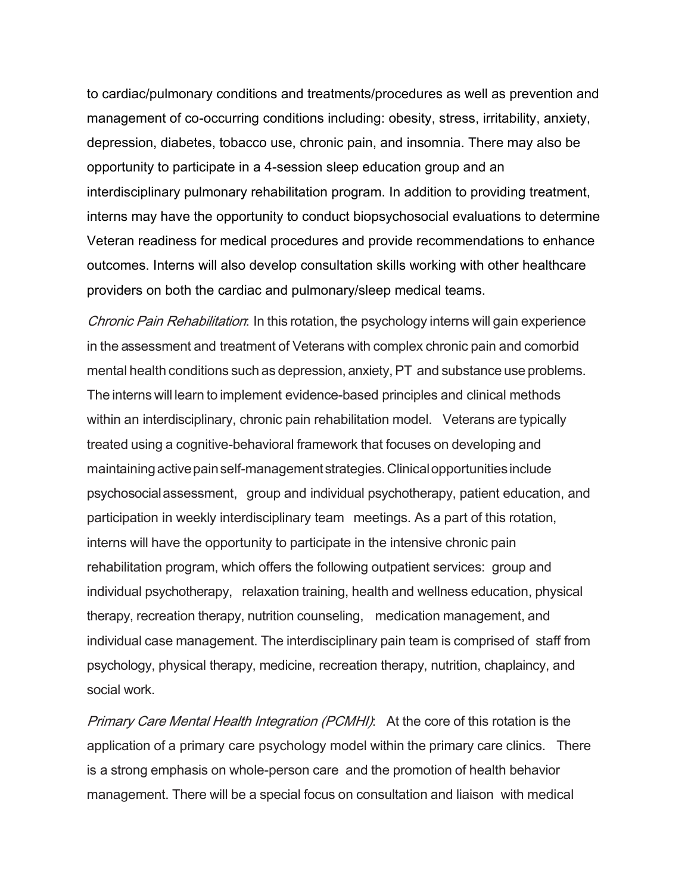to cardiac/pulmonary conditions and treatments/procedures as well as prevention and management of co-occurring conditions including: obesity, stress, irritability, anxiety, depression, diabetes, tobacco use, chronic pain, and insomnia. There may also be opportunity to participate in a 4-session sleep education group and an interdisciplinary pulmonary rehabilitation program. In addition to providing treatment, interns may have the opportunity to conduct biopsychosocial evaluations to determine Veteran readiness for medical procedures and provide recommendations to enhance outcomes. Interns will also develop consultation skills working with other healthcare providers on both the cardiac and pulmonary/sleep medical teams.

*Chronic Pain Rehabilitation*: In this rotation, the psychology interns will gain experience in the assessment and treatment of Veterans with complex chronic pain and comorbid mental health conditions such as depression, anxiety, PT and substance use problems. The interns will learn to implement evidence-based principles and clinical methods within an interdisciplinary, chronic pain rehabilitation model. Veterans are typically treated using a cognitive-behavioral framework that focuses on developing and maintaining active pain self-management strategies. Clinical opportunities include psychosocial assessment, group and individual psychotherapy, patient education, and participation in weekly interdisciplinary team meetings. As a part of this rotation, interns will have the opportunity to participate in the intensive chronic pain rehabilitation program, which offers the following outpatient services: group and individual psychotherapy, relaxation training, health and wellness education, physical therapy, recreation therapy, nutrition counseling, medication management, and individual case management. The interdisciplinary pain team is comprised of staff from psychology, physical therapy, medicine, recreation therapy, nutrition, chaplaincy, and social work.

*Primary Care Mental Health Integration (PCMHI)*: At the core of this rotation is the application of a primary care psychology model within the primary care clinics. There is a strong emphasis on whole-person care and the promotion of health behavior management. There will be a special focus on consultation and liaison with medical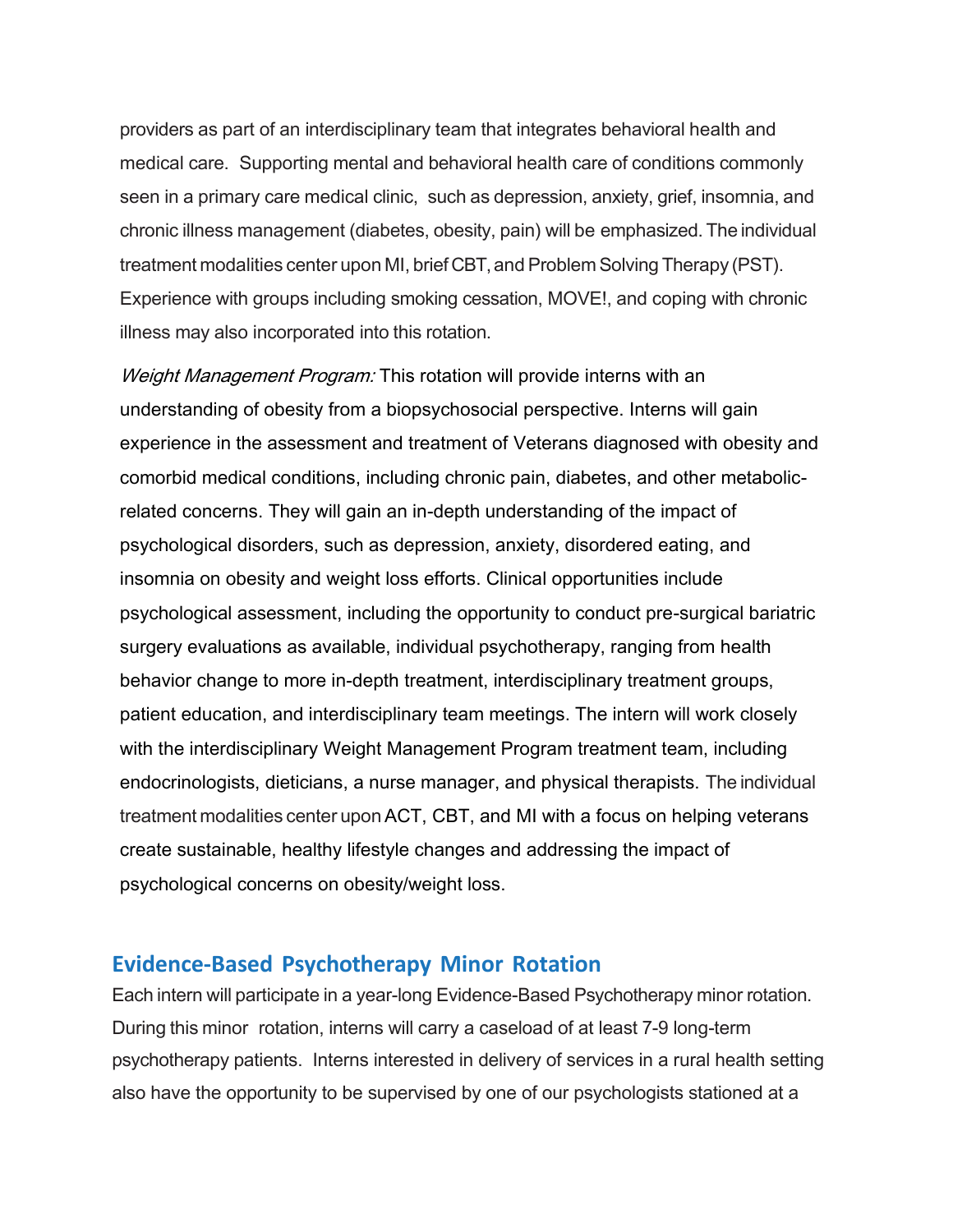providers as part of an interdisciplinary team that integrates behavioral health and medical care. Supporting mental and behavioral health care of conditions commonly seen in a primary care medical clinic, such as depression, anxiety, grief, insomnia, and chronic illness management (diabetes, obesity, pain) will be emphasized. The individual treatment modalities center upon MI, brief CBT, and Problem Solving Therapy (PST). Experience with groups including smoking cessation, MOVE!, and coping with chronic illness may also incorporated into this rotation.

*Weight Management Program:* This rotation will provide interns with an understanding of obesity from a biopsychosocial perspective. Interns will gain experience in the assessment and treatment of Veterans diagnosed with obesity and comorbid medical conditions, including chronic pain, diabetes, and other metabolic-related concerns. They will gain an in-depth understanding of the impact of psychological disorders, such as depression, anxiety, disordered eating, and insomnia on obesity and weight loss efforts. Clinical opportunities include psychological assessment, including the opportunity to conduct pre-surgical bariatric surgery evaluations as available, individual psychotherapy, ranging from health behavior change to more in-depth treatment, interdisciplinary treatment groups, patient education, and interdisciplinary team meetings. The intern will work closely with the interdisciplinary Weight Management Program treatment team, including endocrinologists, dieticians, a nurse manager, and physical therapists. The individual treatment modalities center upon ACT, CBT, and MI with a focus on helping veterans create sustainable, healthy lifestyle changes and addressing the impact of psychological concerns on obesity/weight loss.

## Evidence-Based Psychotherapy Minor Rotation

Each intern will participate in a year-long Evidence-Based Psychotherapy minor rotation. During this minor rotation, interns will carry a caseload of at least 7-9 long-term psychotherapy patients. Interns interested in delivery of services in a rural health setting also have the opportunity to be supervised by one of our psychologists stationed at a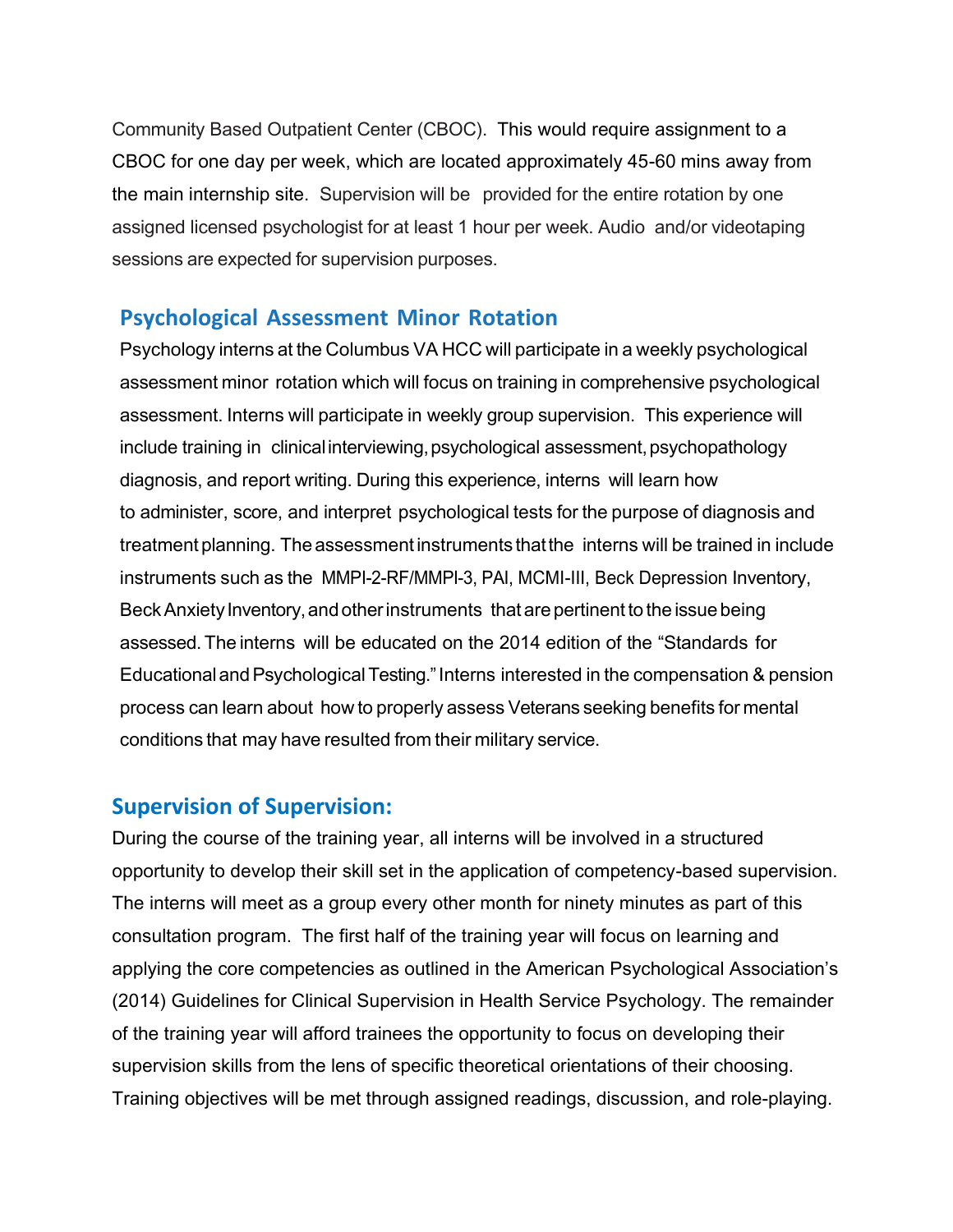Community Based Outpatient Center (CBOC). This would require assignment to a CBOC for one day per week, which are located approximately 45-60 mins away from the main internship site. Supervision will be provided for the entire rotation by one assigned licensed psychologist for at least 1 hour per week. Audio and/or videotaping sessions are expected for supervision purposes.

## Psychological Assessment Minor Rotation

Psychology interns at the Columbus VA HCC will participate in a weekly psychological assessment minor rotation which will focus on training in comprehensive psychological assessment. Interns will participate in weekly group supervision. This experience will include training in clinical interviewing, psychological assessment, psychopathology diagnosis, and report writing. During this experience, interns will learn how to administer, score, and interpret psychological tests for the purpose of diagnosis and treatment planning. The assessment instruments that the interns will be trained in include instruments such as the MMPI-2-RF/MMPI-3, PAI, MCMI-III, Beck Depression Inventory, Beck Anxiety Inventory, and other instruments that are pertinent to the issue being assessed. The interns will be educated on the 2014 edition of the "Standards for Educational and Psychological Testing." Interns interested in the compensation & pension process can learn about how to properly assess Veterans seeking benefits for mental conditions that may have resulted from their military service.

## Supervision of Supervision:

During the course of the training year, all interns will be involved in a structured opportunity to develop their skill set in the application of competency-based supervision. The interns will meet as a group every other month for ninety minutes as part of this consultation program. The first half of the training year will focus on learning and applying the core competencies as outlined in the American Psychological Association's (2014) Guidelines for Clinical Supervision in Health Service Psychology. The remainder of the training year will afford trainees the opportunity to focus on developing their supervision skills from the lens of specific theoretical orientations of their choosing. Training objectives will be met through assigned readings, discussion, and role-playing.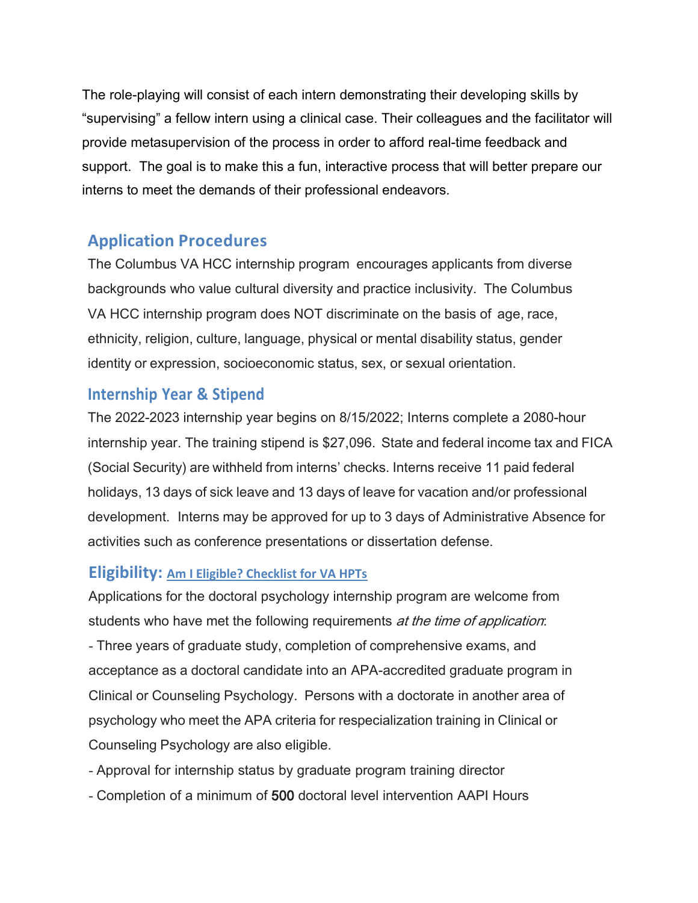The role-playing will consist of each intern demonstrating their developing skills by "supervising" a fellow intern using a clinical case. Their colleagues and the facilitator will provide metasupervision of the process in order to afford real-time feedback and support. The goal is to make this a fun, interactive process that will better prepare our interns to meet the demands of their professional endeavors.

## Application Procedures

The Columbus VA HCC internship program encourages applicants from diverse backgrounds who value cultural diversity and practice inclusivity. The Columbus VA HCC internship program does NOT discriminate on the basis of age, race, ethnicity, religion, culture, language, physical or mental disability status, gender identity or expression, socioeconomic status, sex, or sexual orientation.

## Internship Year & Stipend

The 2022-2023 internship year begins on 8/15/2022; Interns complete a 2080-hour internship year. The training stipend is $27,096. State and federal income tax and FICA (Social Security) are withheld from interns' checks. Interns receive 11 paid federal holidays, 13 days of sick leave and 13 days of leave for vacation and/or professional development. Interns may be approved for up to 3 days of Administrative Absence for activities such as conference presentations or dissertation defense.

## Eligibility: Am I Eligible? Checklist for VA HPTs

Applications for the doctoral psychology internship program are welcome from students who have met the following requirements *at the time of application*:

- Three years of graduate study, completion of comprehensive exams, and acceptance as a doctoral candidate into an APA-accredited graduate program in Clinical or Counseling Psychology. Persons with a doctorate in another area of psychology who meet the APA criteria for respecialization training in Clinical or Counseling Psychology are also eligible.
- Approval for internship status by graduate program training director
- Completion of a minimum of 500 doctoral level intervention AAPI Hours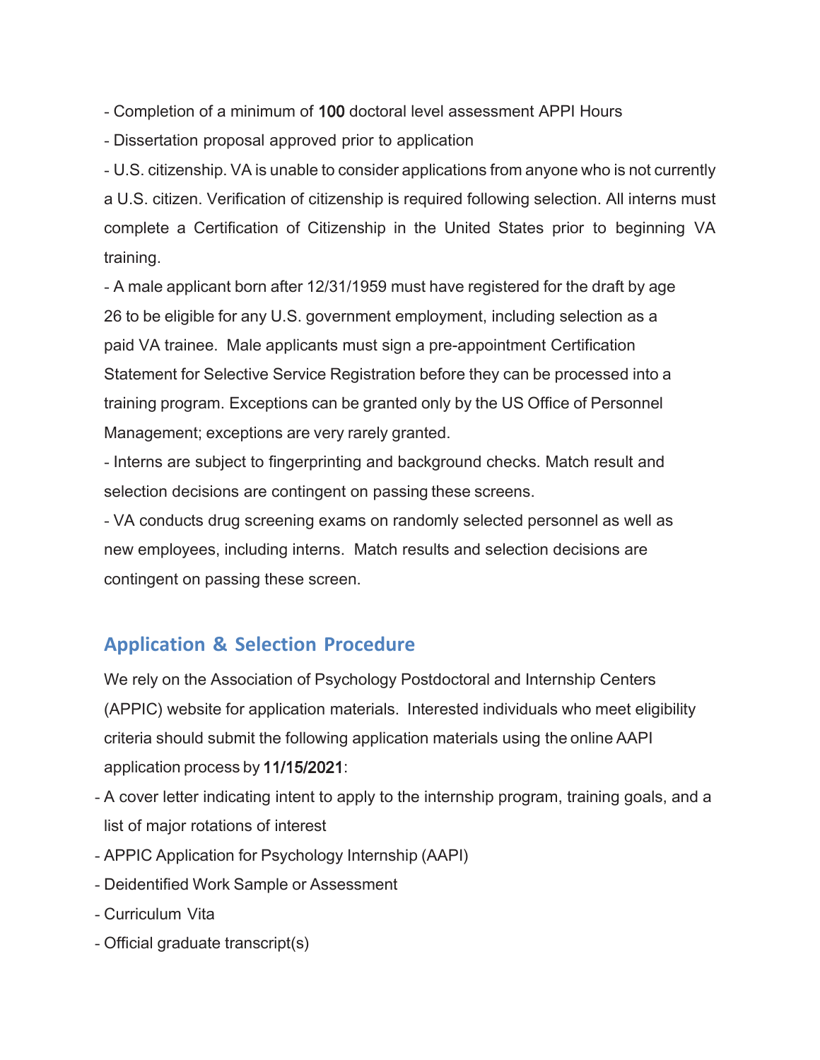- Completion of a minimum of 100 doctoral level assessment APPI Hours
- Dissertation proposal approved prior to application
- U.S. citizenship. VA is unable to consider applications from anyone who is not currently a U.S. citizen. Verification of citizenship is required following selection. All interns must complete a Certification of Citizenship in the United States prior to beginning VA training.
- A male applicant born after 12/31/1959 must have registered for the draft by age 26 to be eligible for any U.S. government employment, including selection as a paid VA trainee. Male applicants must sign a pre-appointment Certification Statement for Selective Service Registration before they can be processed into a training program. Exceptions can be granted only by the US Office of Personnel Management; exceptions are very rarely granted.
- Interns are subject to fingerprinting and background checks. Match result and selection decisions are contingent on passing these screens.
- VA conducts drug screening exams on randomly selected personnel as well as new employees, including interns. Match results and selection decisions are contingent on passing these screen.

## Application & Selection Procedure

We rely on the Association of Psychology Postdoctoral and Internship Centers (APPIC) website for application materials. Interested individuals who meet eligibility criteria should submit the following application materials using the online AAPI application process by 11/15/2021:

- A cover letter indicating intent to apply to the internship program, training goals, and a list of major rotations of interest
- APPIC Application for Psychology Internship (AAPI)
- Deidentified Work Sample or Assessment
- Curriculum Vita
- Official graduate transcript(s)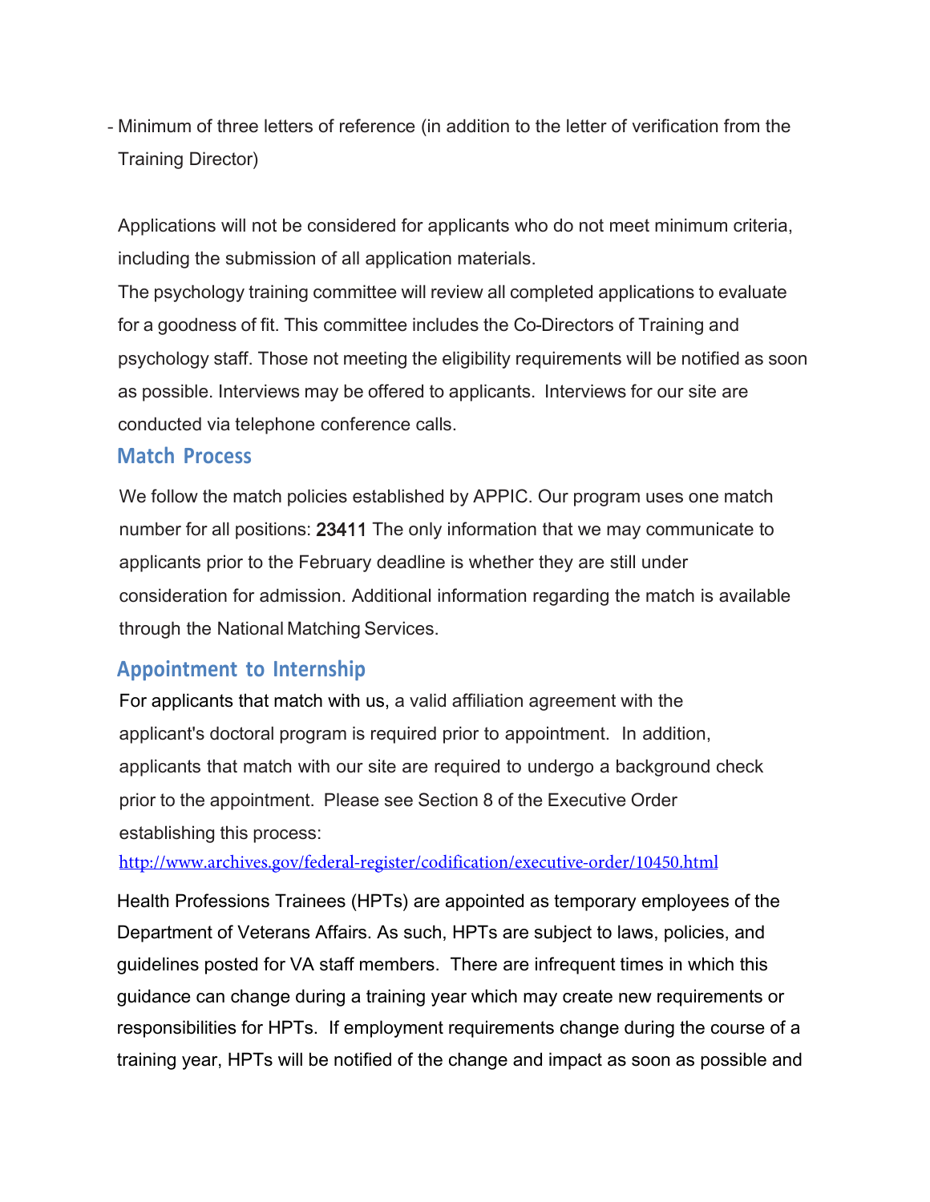- Minimum of three letters of reference (in addition to the letter of verification from the Training Director)

Applications will not be considered for applicants who do not meet minimum criteria, including the submission of all application materials.

The psychology training committee will review all completed applications to evaluate for a goodness of fit. This committee includes the Co-Directors of Training and psychology staff. Those not meeting the eligibility requirements will be notified as soon as possible. Interviews may be offered to applicants. Interviews for our site are conducted via telephone conference calls.

## Match Process

We follow the match policies established by APPIC. Our program uses one match number for all positions: 23411 The only information that we may communicate to applicants prior to the February deadline is whether they are still under consideration for admission. Additional information regarding the match is available through the National Matching Services.

## Appointment to Internship

For applicants that match with us, a valid affiliation agreement with the applicant's doctoral program is required prior to appointment. In addition, applicants that match with our site are required to undergo a background check prior to the appointment. Please see Section 8 of the Executive Order establishing this process:

http://www.archives.gov/federal-register/codification/executive-order/10450.html

Health Professions Trainees (HPTs) are appointed as temporary employees of the Department of Veterans Affairs. As such, HPTs are subject to laws, policies, and guidelines posted for VA staff members. There are infrequent times in which this guidance can change during a training year which may create new requirements or responsibilities for HPTs. If employment requirements change during the course of a training year, HPTs will be notified of the change and impact as soon as possible and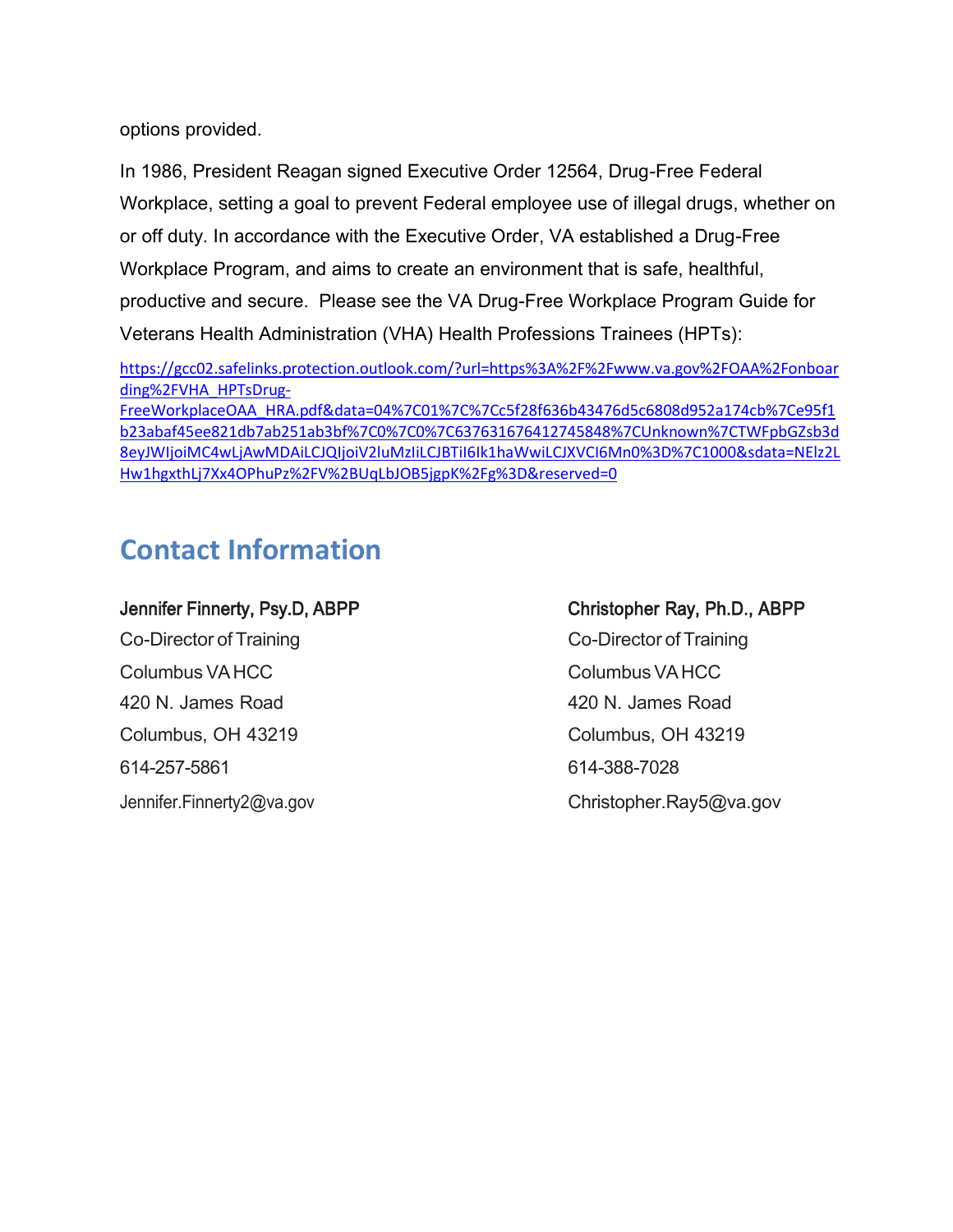options provided.

In 1986, President Reagan signed Executive Order 12564, Drug-Free Federal Workplace, setting a goal to prevent Federal employee use of illegal drugs, whether on or off duty. In accordance with the Executive Order, VA established a Drug-Free Workplace Program, and aims to create an environment that is safe, healthful, productive and secure. Please see the VA Drug-Free Workplace Program Guide for Veterans Health Administration (VHA) Health Professions Trainees (HPTs):

https://gcc02.safelinks.protection.outlook.com/?url=https%3A%2F%2Fwww.va.gov%2FOAA%2Fonboarding%2FVHA_HPTsDrug-FreeWorkplaceOAA_HRA.pdf&data=04%7C01%7C%7Cc5f28f636b43476d5c6808d952a174cb%7Ce95f1b23abaf45ee821db7ab251ab3bf%7C0%7C0%7C637631676412745848%7CUnknown%7CTWFpbGZsb3d8eyJWIjoiMC4wLjAwMDAiLCJQIjoiV2luMzIiLCJBTiI6Ik1haWwiLCJXVCI6Mn0%3D%7C1000&sdata=NElz2LHw1hgxthLj7Xx4OPhuPz%2FV%2BUqLbJOB5jgpK%2Fg%3D&reserved=0

## Contact Information

**Jennifer Finnerty, Psy.D, ABPP**
Co-Director of Training
Columbus VA HCC
420 N. James Road
Columbus, OH 43219
614-257-5861
Jennifer.Finnerty2@va.gov

**Christopher Ray, Ph.D., ABPP**
Co-Director of Training
Columbus VA HCC
420 N. James Road
Columbus, OH 43219
614-388-7028
Christopher.Ray5@va.gov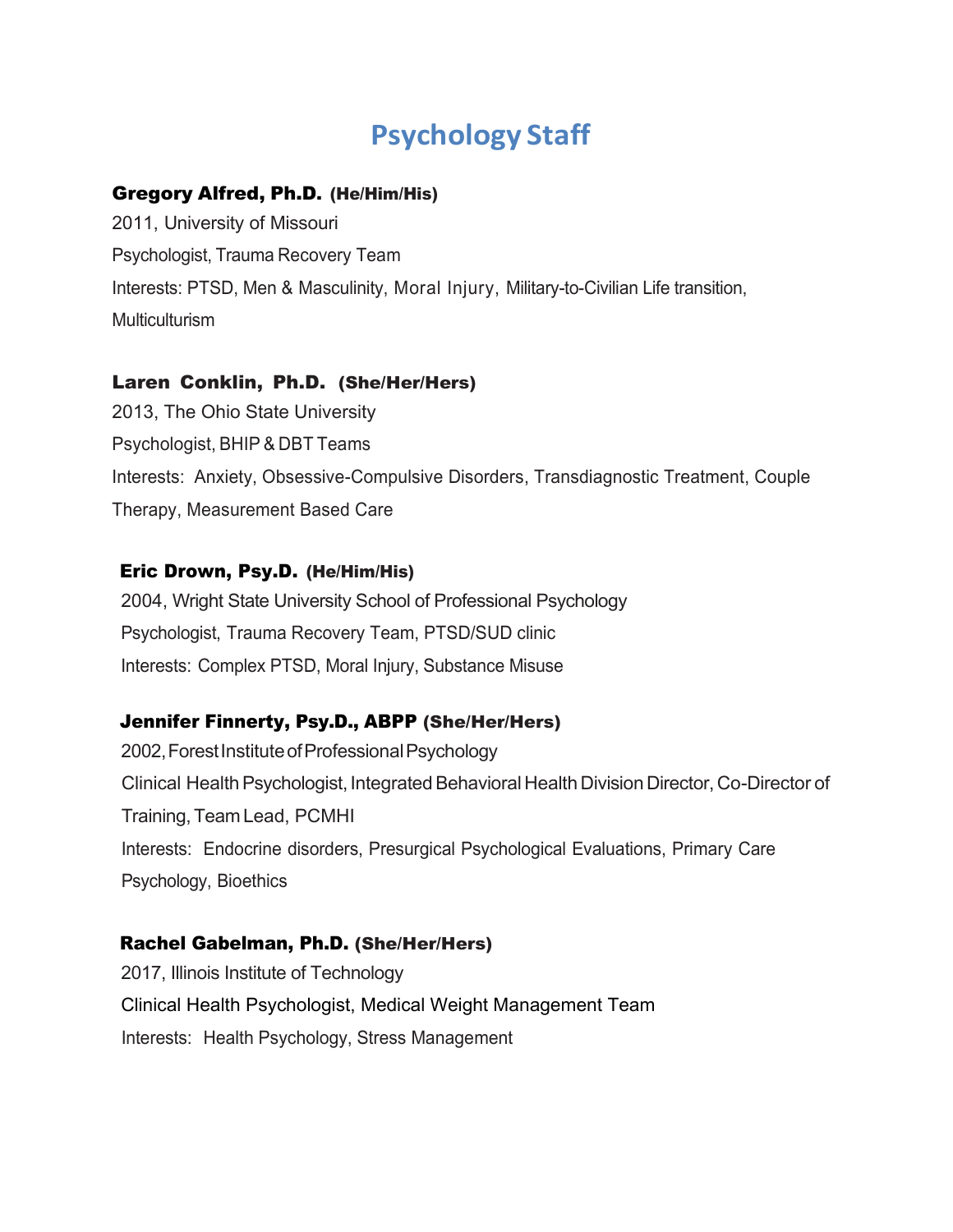# Psychology Staff

**Gregory Alfred, Ph.D. (He/Him/His)**
2011, University of Missouri
Psychologist, Trauma Recovery Team
Interests: PTSD, Men & Masculinity, Moral Injury, Military-to-Civilian Life transition, Multiculturism

**Laren Conklin, Ph.D. (She/Her/Hers)**
2013, The Ohio State University
Psychologist, BHIP & DBT Teams
Interests: Anxiety, Obsessive-Compulsive Disorders, Transdiagnostic Treatment, Couple Therapy, Measurement Based Care

**Eric Drown, Psy.D. (He/Him/His)**
2004, Wright State University School of Professional Psychology
Psychologist, Trauma Recovery Team, PTSD/SUD clinic
Interests: Complex PTSD, Moral Injury, Substance Misuse

**Jennifer Finnerty, Psy.D., ABPP (She/Her/Hers)**
2002, Forest Institute of Professional Psychology
Clinical Health Psychologist, Integrated Behavioral Health Division Director, Co-Director of Training, Team Lead, PCMHI
Interests: Endocrine disorders, Presurgical Psychological Evaluations, Primary Care Psychology, Bioethics

**Rachel Gabelman, Ph.D. (She/Her/Hers)**
2017, Illinois Institute of Technology
Clinical Health Psychologist, Medical Weight Management Team
Interests: Health Psychology, Stress Management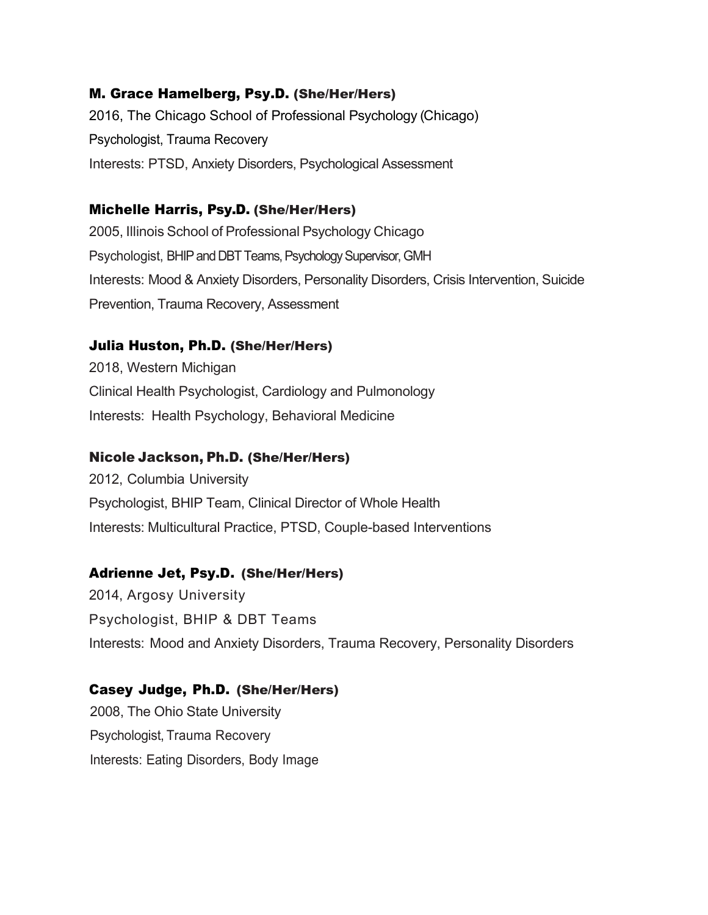**M. Grace Hamelberg, Psy.D. (She/Her/Hers)**

2016, The Chicago School of Professional Psychology (Chicago)

Psychologist, Trauma Recovery

Interests: PTSD, Anxiety Disorders, Psychological Assessment

**Michelle Harris, Psy.D. (She/Her/Hers)**

2005, Illinois School of Professional Psychology Chicago

Psychologist, BHIP and DBT Teams, Psychology Supervisor, GMH

Interests: Mood & Anxiety Disorders, Personality Disorders, Crisis Intervention, Suicide Prevention, Trauma Recovery, Assessment

**Julia Huston, Ph.D. (She/Her/Hers)**

2018, Western Michigan

Clinical Health Psychologist, Cardiology and Pulmonology

Interests: Health Psychology, Behavioral Medicine

**Nicole Jackson, Ph.D. (She/Her/Hers)**

2012, Columbia University

Psychologist, BHIP Team, Clinical Director of Whole Health

Interests: Multicultural Practice, PTSD, Couple-based Interventions

**Adrienne Jet, Psy.D. (She/Her/Hers)**

2014, Argosy University

Psychologist, BHIP & DBT Teams

Interests: Mood and Anxiety Disorders, Trauma Recovery, Personality Disorders

**Casey Judge, Ph.D. (She/Her/Hers)**

2008, The Ohio State University

Psychologist, Trauma Recovery

Interests: Eating Disorders, Body Image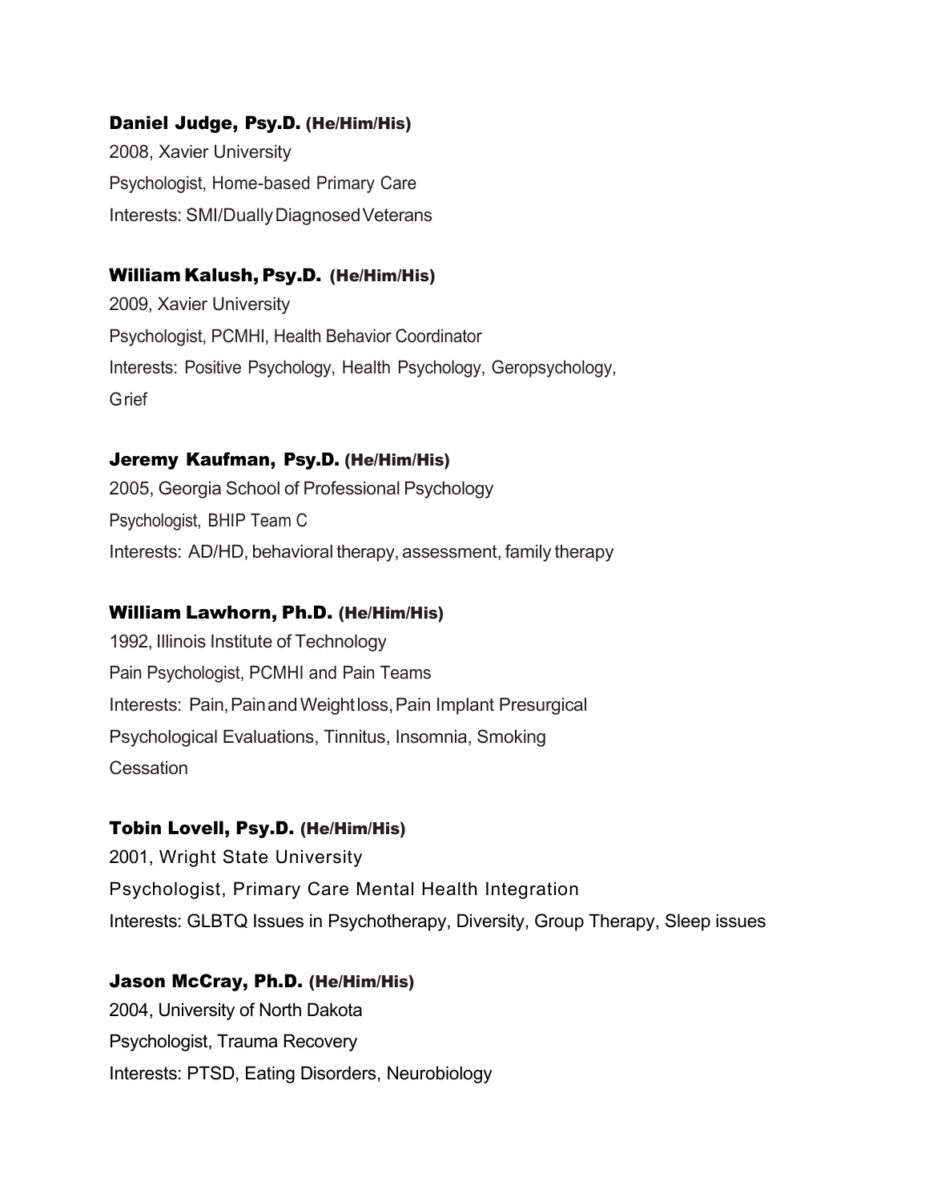### Daniel Judge, Psy.D. (He/Him/His)

2008, Xavier University

Psychologist, Home-based Primary Care

Interests: SMI/Dually Diagnosed Veterans

### William Kalush, Psy.D. (He/Him/His)

2009, Xavier University

Psychologist, PCMHI, Health Behavior Coordinator

Interests: Positive Psychology, Health Psychology, Geropsychology, Grief

### Jeremy Kaufman, Psy.D. (He/Him/His)

2005, Georgia School of Professional Psychology

Psychologist, BHIP Team C

Interests: AD/HD, behavioral therapy, assessment, family therapy

### William Lawhorn, Ph.D. (He/Him/His)

1992, Illinois Institute of Technology

Pain Psychologist, PCMHI and Pain Teams

Interests: Pain, Pain and Weight loss, Pain Implant Presurgical Psychological Evaluations, Tinnitus, Insomnia, Smoking Cessation

### Tobin Lovell, Psy.D. (He/Him/His)

2001, Wright State University

Psychologist, Primary Care Mental Health Integration

Interests: GLBTQ Issues in Psychotherapy, Diversity, Group Therapy, Sleep issues

### Jason McCray, Ph.D. (He/Him/His)

2004, University of North Dakota

Psychologist, Trauma Recovery

Interests: PTSD, Eating Disorders, Neurobiology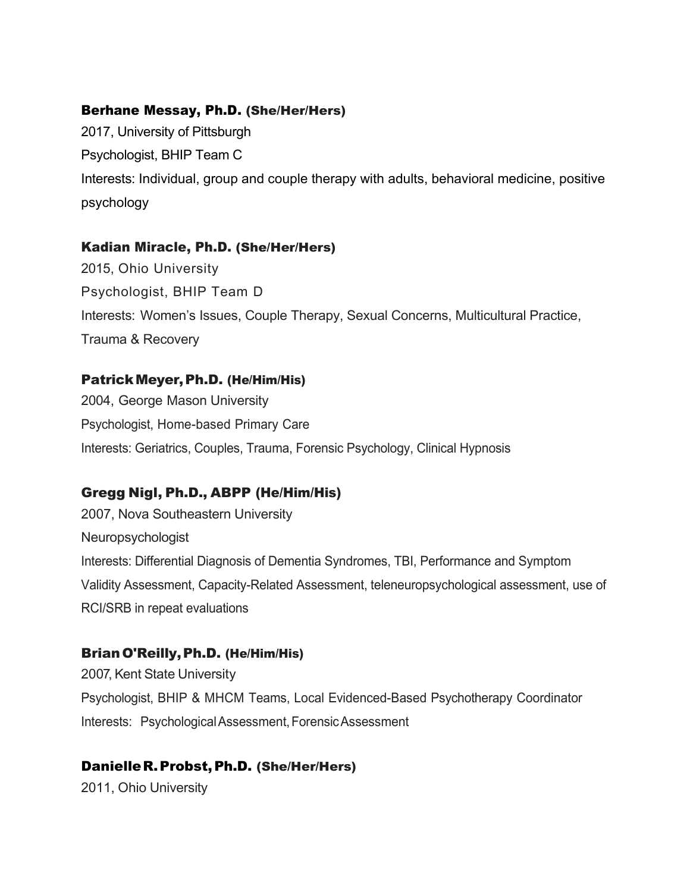### Berhane Messay, Ph.D. (She/Her/Hers)

2017, University of Pittsburgh

Psychologist, BHIP Team C

Interests: Individual, group and couple therapy with adults, behavioral medicine, positive psychology

### Kadian Miracle, Ph.D. (She/Her/Hers)

2015, Ohio University

Psychologist, BHIP Team D

Interests: Women's Issues, Couple Therapy, Sexual Concerns, Multicultural Practice, Trauma & Recovery

### Patrick Meyer, Ph.D. (He/Him/His)

2004, George Mason University

Psychologist, Home-based Primary Care

Interests: Geriatrics, Couples, Trauma, Forensic Psychology, Clinical Hypnosis

### Gregg Nigl, Ph.D., ABPP (He/Him/His)

2007, Nova Southeastern University

Neuropsychologist

Interests: Differential Diagnosis of Dementia Syndromes, TBI, Performance and Symptom Validity Assessment, Capacity-Related Assessment, teleneuropsychological assessment, use of RCI/SRB in repeat evaluations

### Brian O'Reilly, Ph.D. (He/Him/His)

2007, Kent State University

Psychologist, BHIP & MHCM Teams, Local Evidenced-Based Psychotherapy Coordinator

Interests: Psychological Assessment, Forensic Assessment

### Danielle R. Probst, Ph.D. (She/Her/Hers)

2011, Ohio University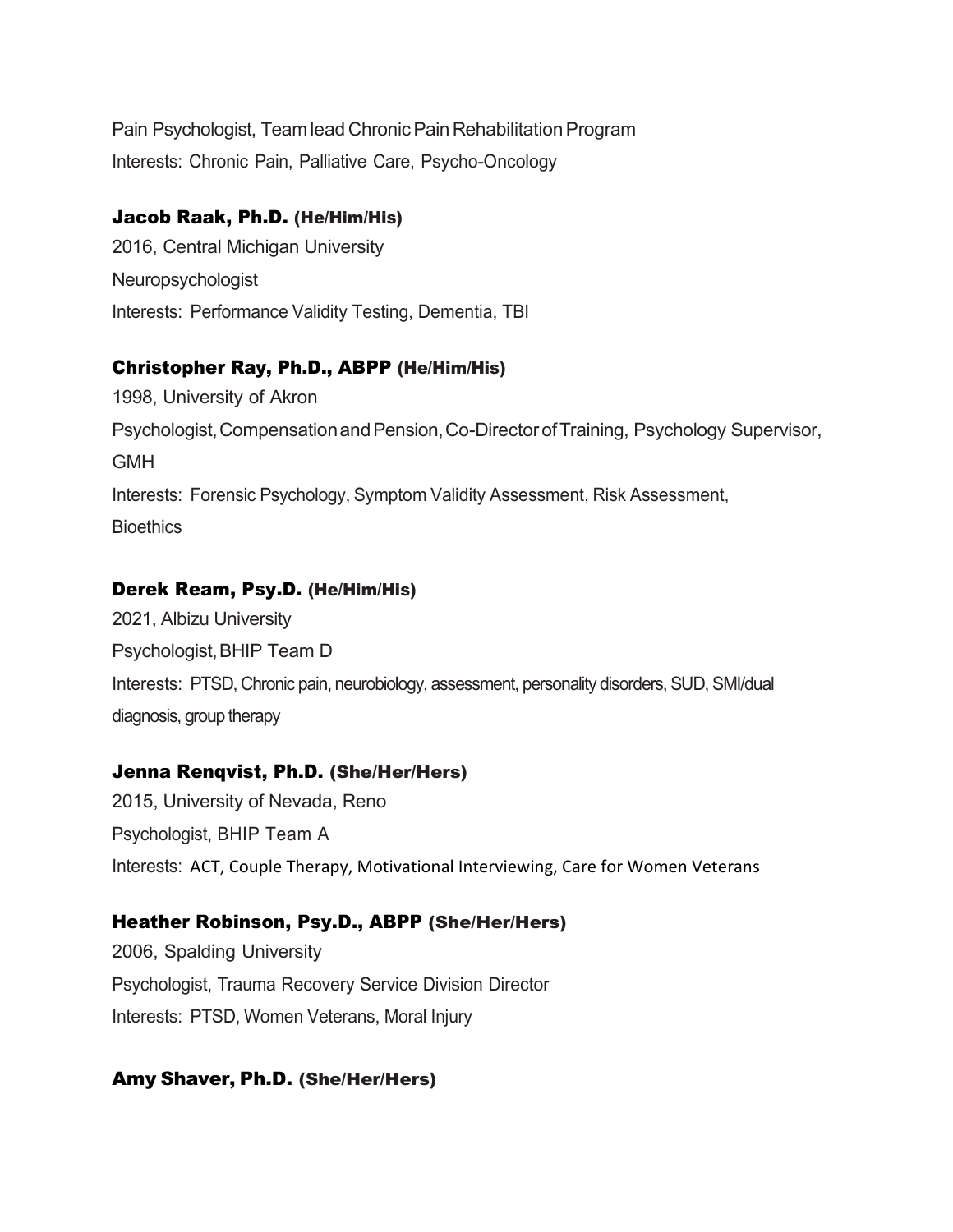Pain Psychologist, Team lead Chronic Pain Rehabilitation Program
Interests: Chronic Pain, Palliative Care, Psycho-Oncology

### Jacob Raak, Ph.D. (He/Him/His)

2016, Central Michigan University
Neuropsychologist
Interests: Performance Validity Testing, Dementia, TBI

### Christopher Ray, Ph.D., ABPP (He/Him/His)

1998, University of Akron
Psychologist, Compensation and Pension, Co-Director of Training, Psychology Supervisor, GMH
Interests: Forensic Psychology, Symptom Validity Assessment, Risk Assessment, Bioethics

### Derek Ream, Psy.D. (He/Him/His)

2021, Albizu University
Psychologist, BHIP Team D
Interests: PTSD, Chronic pain, neurobiology, assessment, personality disorders, SUD, SMI/dual diagnosis, group therapy

### Jenna Renqvist, Ph.D. (She/Her/Hers)

2015, University of Nevada, Reno
Psychologist, BHIP Team A
Interests: ACT, Couple Therapy, Motivational Interviewing, Care for Women Veterans

### Heather Robinson, Psy.D., ABPP (She/Her/Hers)

2006, Spalding University
Psychologist, Trauma Recovery Service Division Director
Interests: PTSD, Women Veterans, Moral Injury

### Amy Shaver, Ph.D. (She/Her/Hers)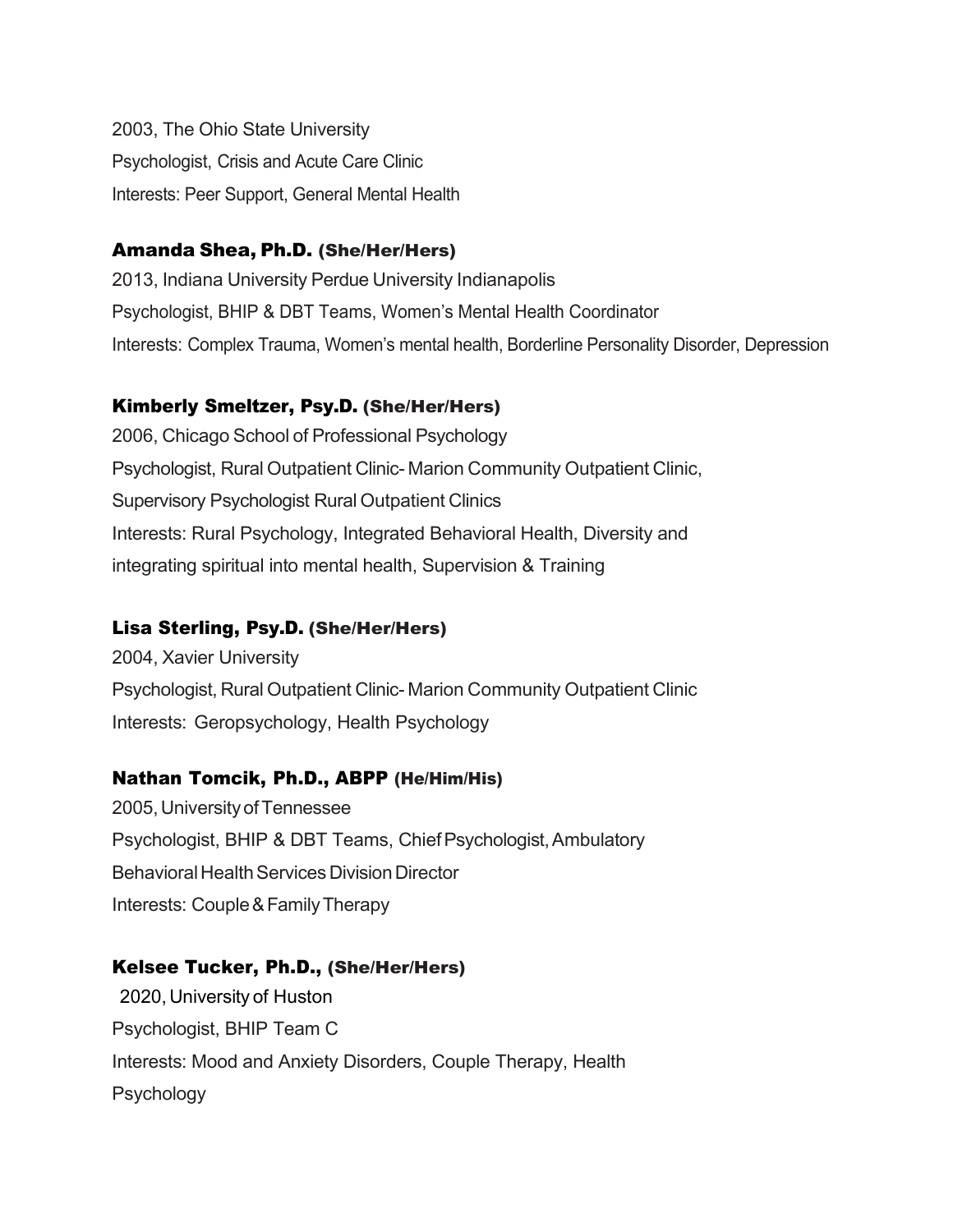2003, The Ohio State University
Psychologist, Crisis and Acute Care Clinic
Interests: Peer Support, General Mental Health

### Amanda Shea, Ph.D. (She/Her/Hers)

2013, Indiana University Perdue University Indianapolis
Psychologist, BHIP & DBT Teams, Women's Mental Health Coordinator
Interests: Complex Trauma, Women's mental health, Borderline Personality Disorder, Depression

### Kimberly Smeltzer, Psy.D. (She/Her/Hers)

2006, Chicago School of Professional Psychology
Psychologist, Rural Outpatient Clinic- Marion Community Outpatient Clinic,
Supervisory Psychologist Rural Outpatient Clinics
Interests: Rural Psychology, Integrated Behavioral Health, Diversity and integrating spiritual into mental health, Supervision & Training

### Lisa Sterling, Psy.D. (She/Her/Hers)

2004, Xavier University
Psychologist, Rural Outpatient Clinic- Marion Community Outpatient Clinic
Interests: Geropsychology, Health Psychology

### Nathan Tomcik, Ph.D., ABPP (He/Him/His)

2005, University of Tennessee
Psychologist, BHIP & DBT Teams, Chief Psychologist, Ambulatory Behavioral Health Services Division Director
Interests: Couple & Family Therapy

### Kelsee Tucker, Ph.D., (She/Her/Hers)

2020, University of Huston
Psychologist, BHIP Team C
Interests: Mood and Anxiety Disorders, Couple Therapy, Health Psychology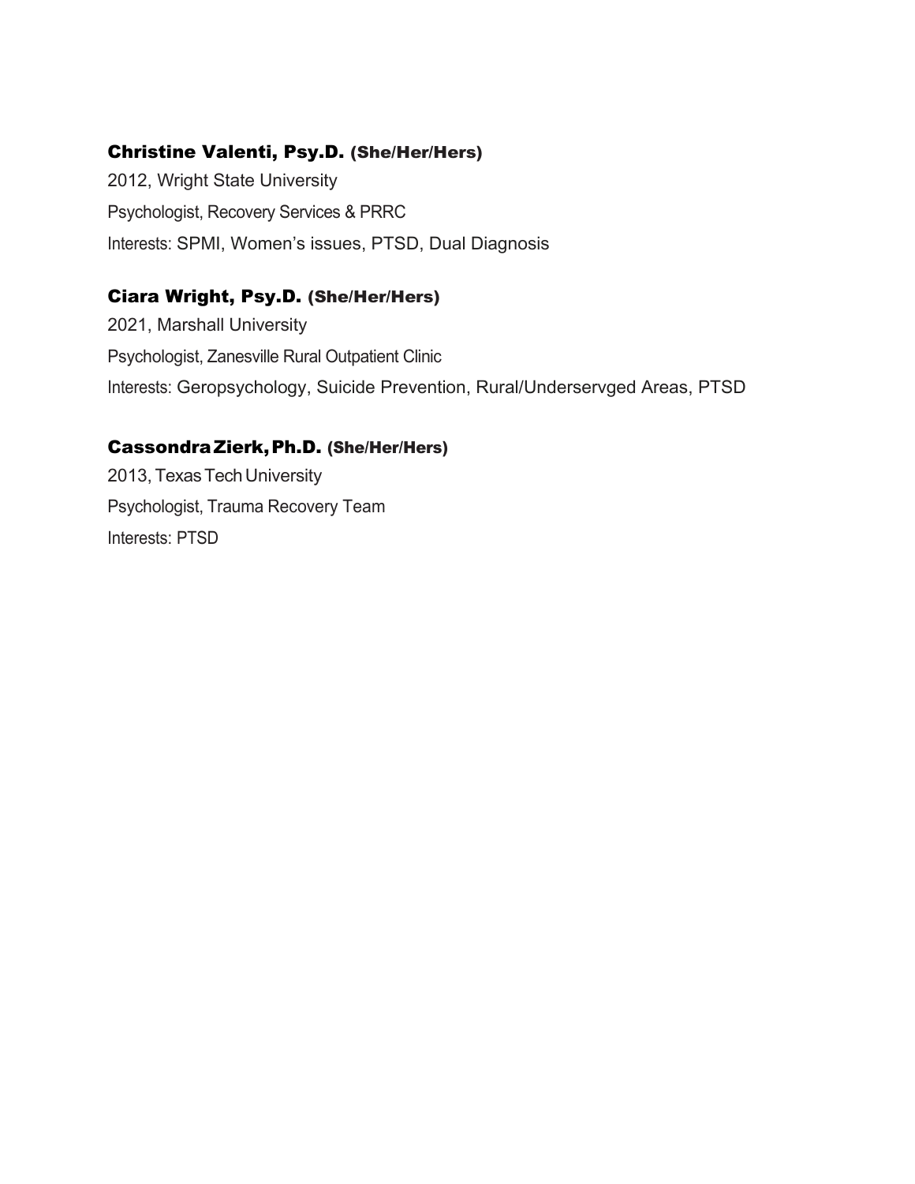### Christine Valenti, Psy.D. (She/Her/Hers)

2012, Wright State University

Psychologist, Recovery Services & PRRC

Interests: SPMI, Women's issues, PTSD, Dual Diagnosis

### Ciara Wright, Psy.D. (She/Her/Hers)

2021, Marshall University

Psychologist, Zanesville Rural Outpatient Clinic

Interests: Geropsychology, Suicide Prevention, Rural/Underservged Areas, PTSD

### Cassondra Zierk, Ph.D. (She/Her/Hers)

2013, Texas Tech University

Psychologist, Trauma Recovery Team

Interests: PTSD